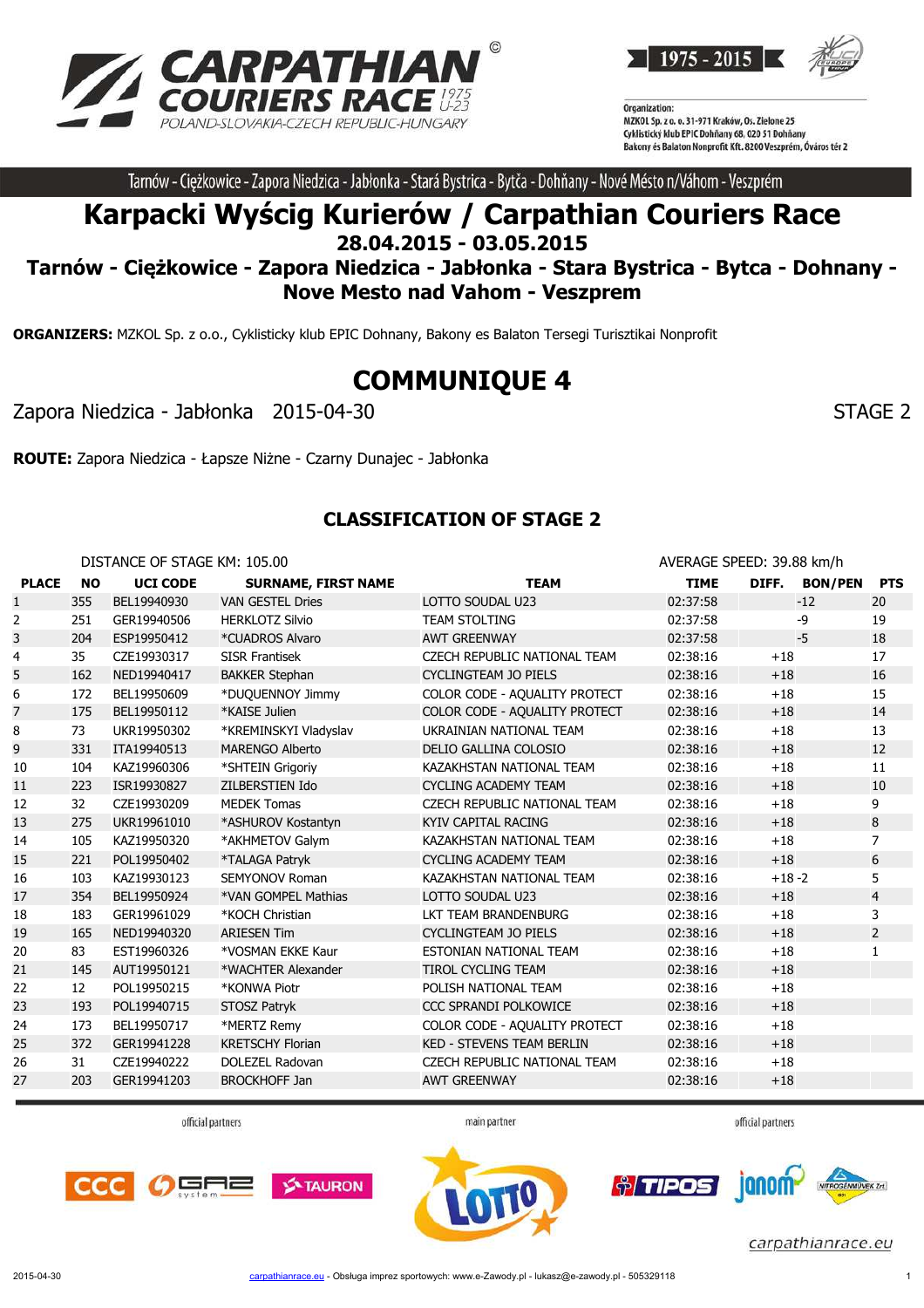Tarnów - Ciężkowice - Zapora Niedzica - Jabłonka - Stará Bystrica - Bytča - Dohňany - Nové Mésto n/Váhom - Veszprém

# Karpacki Wyścig Kurierów / Carpathian Couriers Race

## 28.04.2015 - 03.05.2015

## Tarnów - Ciężkowice - Zapora Niedzica - Jabłonka - Stara Bystrica - Bytca - Dohnany - Nove Mesto nad Vahom - Veszprem

**ORGANIZERS:** MZKOL Sp. z o.o., Cyklisticky klub EPIC Dohnany, Bakony es Balaton Tersegi Turisztikai Nonprofit

# COMMUNIQUE 4

Zapora Niedzica - Jabłonka 2015-04-30 STAGE 2

**ROUTE:** Zapora Niedzica - Łapsze Niżne - Czarny Dunajec - Jabłonka

## CLASSIFICATION OF STAGE 2

DISTANCE OF STAGE KM: 105.00 AVERAGE SPEED: 39.88 km/h

| PLACE | NO | UCI CODE | SURNAME, FIRST NAME | TEAM | TIME | DIFF. | BON/PEN | PTS |
|---|---|---|---|---|---|---|---|---|
| 1 | 355 | BEL19940930 | VAN GESTEL Dries | LOTTO SOUDAL U23 | 02:37:58 | | -12 | 20 |
| 2 | 251 | GER19940506 | HERKLOTZ Silvio | TEAM STOLTING | 02:37:58 | | -9 | 19 |
| 3 | 204 | ESP19950412 | *CUADROS Alvaro | AWT GREENWAY | 02:37:58 | | -5 | 18 |
| 4 | 35 | CZE19930317 | SISR Frantisek | CZECH REPUBLIC NATIONAL TEAM | 02:38:16 | +18 | | 17 |
| 5 | 162 | NED19940417 | BAKKER Stephan | CYCLINGTEAM JO PIELS | 02:38:16 | +18 | | 16 |
| 6 | 172 | BEL19950609 | *DUQUENNOY Jimmy | COLOR CODE - AQUALITY PROTECT | 02:38:16 | +18 | | 15 |
| 7 | 175 | BEL19950112 | *KAISE Julien | COLOR CODE - AQUALITY PROTECT | 02:38:16 | +18 | | 14 |
| 8 | 73 | UKR19950302 | *KREMINSKYI Vladyslav | UKRAINIAN NATIONAL TEAM | 02:38:16 | +18 | | 13 |
| 9 | 331 | ITA19940513 | MARENGO Alberto | DELIO GALLINA COLOSIO | 02:38:16 | +18 | | 12 |
| 10 | 104 | KAZ19960306 | *SHTEIN Grigoriy | KAZAKHSTAN NATIONAL TEAM | 02:38:16 | +18 | | 11 |
| 11 | 223 | ISR19930827 | ZILBERSTIEN Ido | CYCLING ACADEMY TEAM | 02:38:16 | +18 | | 10 |
| 12 | 32 | CZE19930209 | MEDEK Tomas | CZECH REPUBLIC NATIONAL TEAM | 02:38:16 | +18 | | 9 |
| 13 | 275 | UKR19961010 | *ASHUROV Kostantyn | KYIV CAPITAL RACING | 02:38:16 | +18 | | 8 |
| 14 | 105 | KAZ19950320 | *AKHMETOV Galym | KAZAKHSTAN NATIONAL TEAM | 02:38:16 | +18 | | 7 |
| 15 | 221 | POL19950402 | *TALAGA Patryk | CYCLING ACADEMY TEAM | 02:38:16 | +18 | | 6 |
| 16 | 103 | KAZ19930123 | SEMYONOV Roman | KAZAKHSTAN NATIONAL TEAM | 02:38:16 | +18 | -2 | 5 |
| 17 | 354 | BEL19950924 | *VAN GOMPEL Mathias | LOTTO SOUDAL U23 | 02:38:16 | +18 | | 4 |
| 18 | 183 | GER19961029 | *KOCH Christian | LKT TEAM BRANDENBURG | 02:38:16 | +18 | | 3 |
| 19 | 165 | NED19940320 | ARIESEN Tim | CYCLINGTEAM JO PIELS | 02:38:16 | +18 | | 2 |
| 20 | 83 | EST19960326 | *VOSMAN EKKE Kaur | ESTONIAN NATIONAL TEAM | 02:38:16 | +18 | | 1 |
| 21 | 145 | AUT19950121 | *WACHTER Alexander | TIROL CYCLING TEAM | 02:38:16 | +18 | | |
| 22 | 12 | POL19950215 | *KONWA Piotr | POLISH NATIONAL TEAM | 02:38:16 | +18 | | |
| 23 | 193 | POL19940715 | STOSZ Patryk | CCC SPRANDI POLKOWICE | 02:38:16 | +18 | | |
| 24 | 173 | BEL19950717 | *MERTZ Remy | COLOR CODE - AQUALITY PROTECT | 02:38:16 | +18 | | |
| 25 | 372 | GER19941228 | KRETSCHY Florian | KED - STEVENS TEAM BERLIN | 02:38:16 | +18 | | |
| 26 | 31 | CZE19940222 | DOLEZEL Radovan | CZECH REPUBLIC NATIONAL TEAM | 02:38:16 | +18 | | |
| 27 | 203 | GER19941203 | BROCKHOFF Jan | AWT GREENWAY | 02:38:16 | +18 | | |

official partners — main partner — official partners

carpathianrace.eu

2015-04-30 carpathianrace.eu - Obsługa imprez sportowych: www.e-Zawody.pl - lukasz@e-zawody.pl - 505329118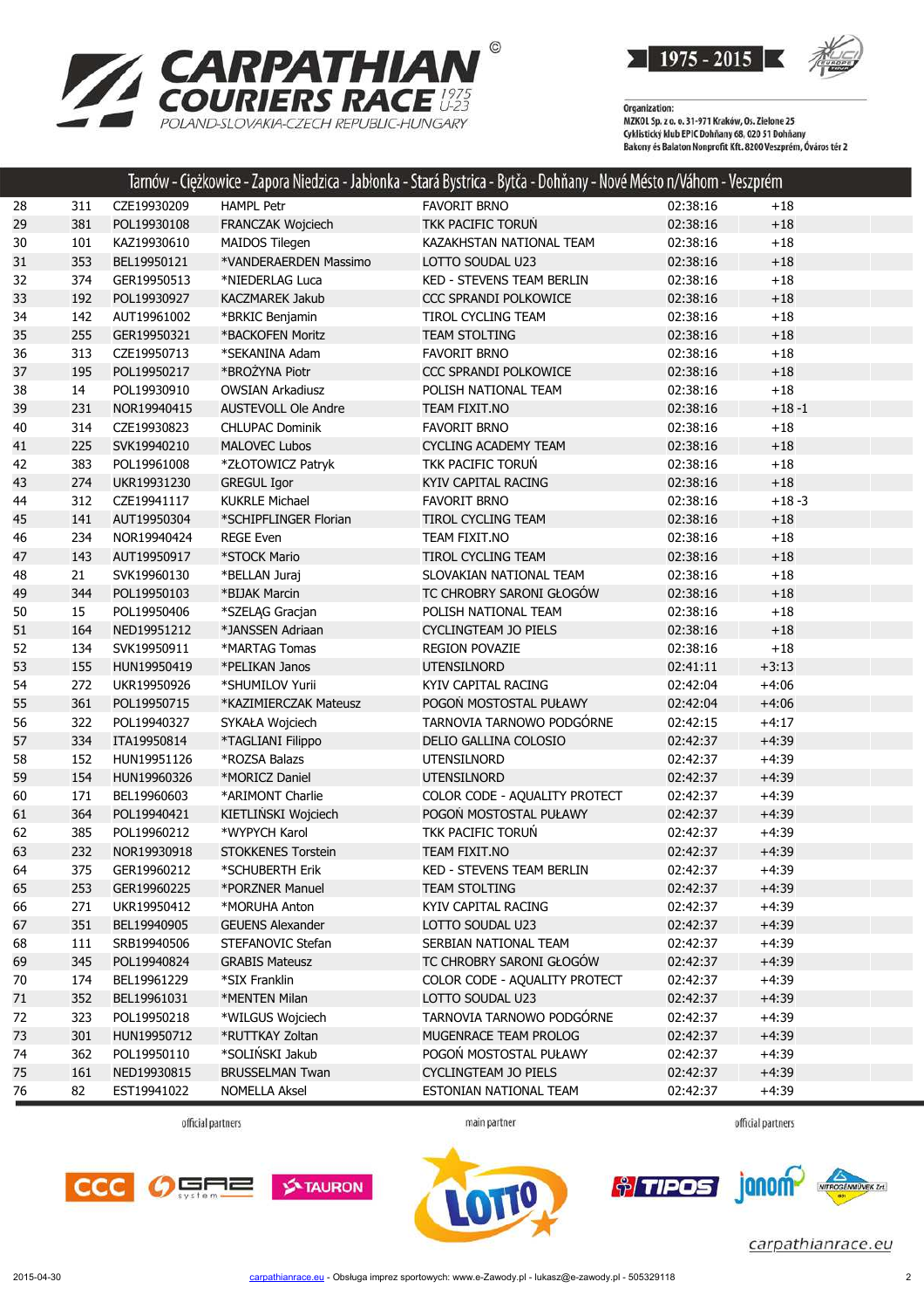Tarnów - Ciężkowice - Zapora Niedzica - Jabłonka - Stará Bystrica - Bytča - Dohňany - Nové Mésto n/Váhom - Veszprém

| | | | | | | |
|---|---|---|---|---|---|---|
| 28 | 311 | CZE19930209 | HAMPL Petr | FAVORIT BRNO | 02:38:16 | +18 |
| 29 | 381 | POL19930108 | FRANCZAK Wojciech | TKK PACIFIC TORUŃ | 02:38:16 | +18 |
| 30 | 101 | KAZ19930610 | MAIDOS Tilegen | KAZAKHSTAN NATIONAL TEAM | 02:38:16 | +18 |
| 31 | 353 | BEL19950121 | *VANDERAERDEN Massimo | LOTTO SOUDAL U23 | 02:38:16 | +18 |
| 32 | 374 | GER19950513 | *NIEDERLAG Luca | KED - STEVENS TEAM BERLIN | 02:38:16 | +18 |
| 33 | 192 | POL19930927 | KACZMAREK Jakub | CCC SPRANDI POLKOWICE | 02:38:16 | +18 |
| 34 | 142 | AUT19961002 | *BRKIC Benjamin | TIROL CYCLING TEAM | 02:38:16 | +18 |
| 35 | 255 | GER19950321 | *BACKOFEN Moritz | TEAM STOLTING | 02:38:16 | +18 |
| 36 | 313 | CZE19950713 | *SEKANINA Adam | FAVORIT BRNO | 02:38:16 | +18 |
| 37 | 195 | POL19950217 | *BROŻYNA Piotr | CCC SPRANDI POLKOWICE | 02:38:16 | +18 |
| 38 | 14 | POL19930910 | OWSIAN Arkadiusz | POLISH NATIONAL TEAM | 02:38:16 | +18 |
| 39 | 231 | NOR19940415 | AUSTEVOLL Ole Andre | TEAM FIXIT.NO | 02:38:16 | +18 -1 |
| 40 | 314 | CZE19930823 | CHLUPAC Dominik | FAVORIT BRNO | 02:38:16 | +18 |
| 41 | 225 | SVK19940210 | MALOVEC Lubos | CYCLING ACADEMY TEAM | 02:38:16 | +18 |
| 42 | 383 | POL19961008 | *ZŁOTOWICZ Patryk | TKK PACIFIC TORUŃ | 02:38:16 | +18 |
| 43 | 274 | UKR19931230 | GREGUL Igor | KYIV CAPITAL RACING | 02:38:16 | +18 |
| 44 | 312 | CZE19941117 | KUKRLE Michael | FAVORIT BRNO | 02:38:16 | +18 -3 |
| 45 | 141 | AUT19950304 | *SCHIPFLINGER Florian | TIROL CYCLING TEAM | 02:38:16 | +18 |
| 46 | 234 | NOR19940424 | REGE Even | TEAM FIXIT.NO | 02:38:16 | +18 |
| 47 | 143 | AUT19950917 | *STOCK Mario | TIROL CYCLING TEAM | 02:38:16 | +18 |
| 48 | 21 | SVK19960130 | *BELLAN Juraj | SLOVAKIAN NATIONAL TEAM | 02:38:16 | +18 |
| 49 | 344 | POL19950103 | *BIJAK Marcin | TC CHROBRY SARONI GŁOGÓW | 02:38:16 | +18 |
| 50 | 15 | POL19950406 | *SZELĄG Gracjan | POLISH NATIONAL TEAM | 02:38:16 | +18 |
| 51 | 164 | NED19951212 | *JANSSEN Adriaan | CYCLINGTEAM JO PIELS | 02:38:16 | +18 |
| 52 | 134 | SVK19950911 | *MARTAG Tomas | REGION POVAZIE | 02:38:16 | +18 |
| 53 | 155 | HUN19950419 | *PELIKAN Janos | UTENSILNORD | 02:41:11 | +3:13 |
| 54 | 272 | UKR19950926 | *SHUMILOV Yurii | KYIV CAPITAL RACING | 02:42:04 | +4:06 |
| 55 | 361 | POL19950715 | *KAZIMIERCZAK Mateusz | POGOŃ MOSTOSTAL PUŁAWY | 02:42:04 | +4:06 |
| 56 | 322 | POL19940327 | SYKAŁA Wojciech | TARNOVIA TARNOWO PODGÓRNE | 02:42:15 | +4:17 |
| 57 | 334 | ITA19950814 | *TAGLIANI Filippo | DELIO GALLINA COLOSIO | 02:42:37 | +4:39 |
| 58 | 152 | HUN19951126 | *ROZSA Balazs | UTENSILNORD | 02:42:37 | +4:39 |
| 59 | 154 | HUN19960326 | *MORICZ Daniel | UTENSILNORD | 02:42:37 | +4:39 |
| 60 | 171 | BEL19960603 | *ARIMONT Charlie | COLOR CODE - AQUALITY PROTECT | 02:42:37 | +4:39 |
| 61 | 364 | POL19940421 | KIETLIŃSKI Wojciech | POGOŃ MOSTOSTAL PUŁAWY | 02:42:37 | +4:39 |
| 62 | 385 | POL19960212 | *WYPYCH Karol | TKK PACIFIC TORUŃ | 02:42:37 | +4:39 |
| 63 | 232 | NOR19930918 | STOKKENES Torstein | TEAM FIXIT.NO | 02:42:37 | +4:39 |
| 64 | 375 | GER19960212 | *SCHUBERTH Erik | KED - STEVENS TEAM BERLIN | 02:42:37 | +4:39 |
| 65 | 253 | GER19960225 | *PORZNER Manuel | TEAM STOLTING | 02:42:37 | +4:39 |
| 66 | 271 | UKR19950412 | *MORUHA Anton | KYIV CAPITAL RACING | 02:42:37 | +4:39 |
| 67 | 351 | BEL19940905 | GEUENS Alexander | LOTTO SOUDAL U23 | 02:42:37 | +4:39 |
| 68 | 111 | SRB19940506 | STEFANOVIC Stefan | SERBIAN NATIONAL TEAM | 02:42:37 | +4:39 |
| 69 | 345 | POL19940824 | GRABIS Mateusz | TC CHROBRY SARONI GŁOGÓW | 02:42:37 | +4:39 |
| 70 | 174 | BEL19961229 | *SIX Franklin | COLOR CODE - AQUALITY PROTECT | 02:42:37 | +4:39 |
| 71 | 352 | BEL19961031 | *MENTEN Milan | LOTTO SOUDAL U23 | 02:42:37 | +4:39 |
| 72 | 323 | POL19950218 | *WILGUS Wojciech | TARNOVIA TARNOWO PODGÓRNE | 02:42:37 | +4:39 |
| 73 | 301 | HUN19950712 | *RUTTKAY Zoltan | MUGENRACE TEAM PROLOG | 02:42:37 | +4:39 |
| 74 | 362 | POL19950110 | *SOLIŃSKI Jakub | POGOŃ MOSTOSTAL PUŁAWY | 02:42:37 | +4:39 |
| 75 | 161 | NED19930815 | BRUSSELMAN Twan | CYCLINGTEAM JO PIELS | 02:42:37 | +4:39 |
| 76 | 82 | EST19941022 | NOMELLA Aksel | ESTONIAN NATIONAL TEAM | 02:42:37 | +4:39 |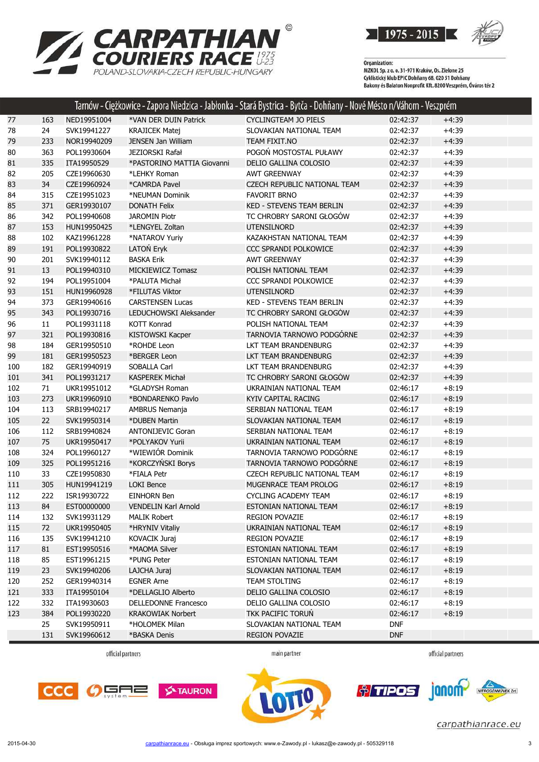# CARPATHIAN COURIERS RACE 1975 U-23

POLAND-SLOVAKIA-CZECH REPUBLIC-HUNGARY

1975 - 2015

Organization:
MZKOL Sp. z o. o. 31-971 Kraków, Os. Zielone 25
Cyklistický klub EPIC Dohňany 68, 020 51 Dohňany
Bakony és Balaton Nonprofit Kft. 8200 Veszprém, Óváros tér 2

## Tarnów - Ciężkowice - Zapora Niedzica - Jabłonka - Stará Bystrica - Bytča - Dohňany - Nové Mésto n/Váhom - Veszprém

| | | | | | | |
|---|---|---|---|---|---|---|
| 77 | 163 | NED19951004 | *VAN DER DUIN Patrick | CYCLINGTEAM JO PIELS | 02:42:37 | +4:39 |
| 78 | 24 | SVK19941227 | KRAJICEK Matej | SLOVAKIAN NATIONAL TEAM | 02:42:37 | +4:39 |
| 79 | 233 | NOR19940209 | JENSEN Jan William | TEAM FIXIT.NO | 02:42:37 | +4:39 |
| 80 | 363 | POL19930604 | JEZIORSKI Rafał | POGOŃ MOSTOSTAL PUŁAWY | 02:42:37 | +4:39 |
| 81 | 335 | ITA19950529 | *PASTORINO MATTIA Giovanni | DELIO GALLINA COLOSIO | 02:42:37 | +4:39 |
| 82 | 205 | CZE19960630 | *LEHKY Roman | AWT GREENWAY | 02:42:37 | +4:39 |
| 83 | 34 | CZE19960924 | *CAMRDA Pavel | CZECH REPUBLIC NATIONAL TEAM | 02:42:37 | +4:39 |
| 84 | 315 | CZE19951023 | *NEUMAN Dominik | FAVORIT BRNO | 02:42:37 | +4:39 |
| 85 | 371 | GER19930107 | DONATH Felix | KED - STEVENS TEAM BERLIN | 02:42:37 | +4:39 |
| 86 | 342 | POL19940608 | JAROMIN Piotr | TC CHROBRY SARONI GŁOGÓW | 02:42:37 | +4:39 |
| 87 | 153 | HUN19950425 | *LENGYEL Zoltan | UTENSILNORD | 02:42:37 | +4:39 |
| 88 | 102 | KAZ19961228 | *NATAROV Yuriy | KAZAKHSTAN NATIONAL TEAM | 02:42:37 | +4:39 |
| 89 | 191 | POL19930822 | LATOŃ Eryk | CCC SPRANDI POLKOWICE | 02:42:37 | +4:39 |
| 90 | 201 | SVK19940112 | BASKA Erik | AWT GREENWAY | 02:42:37 | +4:39 |
| 91 | 13 | POL19940310 | MICKIEWICZ Tomasz | POLISH NATIONAL TEAM | 02:42:37 | +4:39 |
| 92 | 194 | POL19951004 | *PALUTA Michał | CCC SPRANDI POLKOWICE | 02:42:37 | +4:39 |
| 93 | 151 | HUN19960928 | *FILUTAS Viktor | UTENSILNORD | 02:42:37 | +4:39 |
| 94 | 373 | GER19940616 | CARSTENSEN Lucas | KED - STEVENS TEAM BERLIN | 02:42:37 | +4:39 |
| 95 | 343 | POL19930716 | LEDUCHOWSKI Aleksander | TC CHROBRY SARONI GŁOGÓW | 02:42:37 | +4:39 |
| 96 | 11 | POL19931118 | KOTT Konrad | POLISH NATIONAL TEAM | 02:42:37 | +4:39 |
| 97 | 321 | POL19930816 | KISTOWSKI Kacper | TARNOVIA TARNOWO PODGÓRNE | 02:42:37 | +4:39 |
| 98 | 184 | GER19950510 | *ROHDE Leon | LKT TEAM BRANDENBURG | 02:42:37 | +4:39 |
| 99 | 181 | GER19950523 | *BERGER Leon | LKT TEAM BRANDENBURG | 02:42:37 | +4:39 |
| 100 | 182 | GER19940919 | SOBALLA Carl | LKT TEAM BRANDENBURG | 02:42:37 | +4:39 |
| 101 | 341 | POL19931217 | KASPEREK Michał | TC CHROBRY SARONI GŁOGÓW | 02:42:37 | +4:39 |
| 102 | 71 | UKR19951012 | *GLADYSH Roman | UKRAINIAN NATIONAL TEAM | 02:46:17 | +8:19 |
| 103 | 273 | UKR19960910 | *BONDARENKO Pavlo | KYIV CAPITAL RACING | 02:46:17 | +8:19 |
| 104 | 113 | SRB19940217 | AMBRUS Nemanja | SERBIAN NATIONAL TEAM | 02:46:17 | +8:19 |
| 105 | 22 | SVK19950314 | *DUBEN Martin | SLOVAKIAN NATIONAL TEAM | 02:46:17 | +8:19 |
| 106 | 112 | SRB19940824 | ANTONIJEVIC Goran | SERBIAN NATIONAL TEAM | 02:46:17 | +8:19 |
| 107 | 75 | UKR19950417 | *POLYAKOV Yurii | UKRAINIAN NATIONAL TEAM | 02:46:17 | +8:19 |
| 108 | 324 | POL19960127 | *WIEWIÓR Dominik | TARNOVIA TARNOWO PODGÓRNE | 02:46:17 | +8:19 |
| 109 | 325 | POL19951216 | *KORCZYŃSKI Borys | TARNOVIA TARNOWO PODGÓRNE | 02:46:17 | +8:19 |
| 110 | 33 | CZE19950830 | *FIALA Petr | CZECH REPUBLIC NATIONAL TEAM | 02:46:17 | +8:19 |
| 111 | 305 | HUN19941219 | LOKI Bence | MUGENRACE TEAM PROLOG | 02:46:17 | +8:19 |
| 112 | 222 | ISR19930722 | EINHORN Ben | CYCLING ACADEMY TEAM | 02:46:17 | +8:19 |
| 113 | 84 | EST00000000 | VENDELIN Karl Arnold | ESTONIAN NATIONAL TEAM | 02:46:17 | +8:19 |
| 114 | 132 | SVK19931129 | MALIK Robert | REGION POVAZIE | 02:46:17 | +8:19 |
| 115 | 72 | UKR19950405 | *HRYNIV Vitaliy | UKRAINIAN NATIONAL TEAM | 02:46:17 | +8:19 |
| 116 | 135 | SVK19941210 | KOVACIK Juraj | REGION POVAZIE | 02:46:17 | +8:19 |
| 117 | 81 | EST19950516 | *MAOMA Silver | ESTONIAN NATIONAL TEAM | 02:46:17 | +8:19 |
| 118 | 85 | EST19961215 | *PUNG Peter | ESTONIAN NATIONAL TEAM | 02:46:17 | +8:19 |
| 119 | 23 | SVK19940206 | LAJCHA Juraj | SLOVAKIAN NATIONAL TEAM | 02:46:17 | +8:19 |
| 120 | 252 | GER19940314 | EGNER Arne | TEAM STOLTING | 02:46:17 | +8:19 |
| 121 | 333 | ITA19950104 | *DELLAGLIO Alberto | DELIO GALLINA COLOSIO | 02:46:17 | +8:19 |
| 122 | 332 | ITA19930603 | DELLEDONNE Francesco | DELIO GALLINA COLOSIO | 02:46:17 | +8:19 |
| 123 | 384 | POL19930220 | KRAKOWIAK Norbert | TKK PACIFIC TORUŃ | 02:46:17 | +8:19 |
| | 25 | SVK19950911 | *HOLOMEK Milan | SLOVAKIAN NATIONAL TEAM | DNF | |
| | 131 | SVK19960612 | *BASKA Denis | REGION POVAZIE | DNF | |

official partners — main partner — official partners

carpathianrace.eu

2015-04-30 carpathianrace.eu - Obsługa imprez sportowych: www.e-Zawody.pl - lukasz@e-zawody.pl - 505329118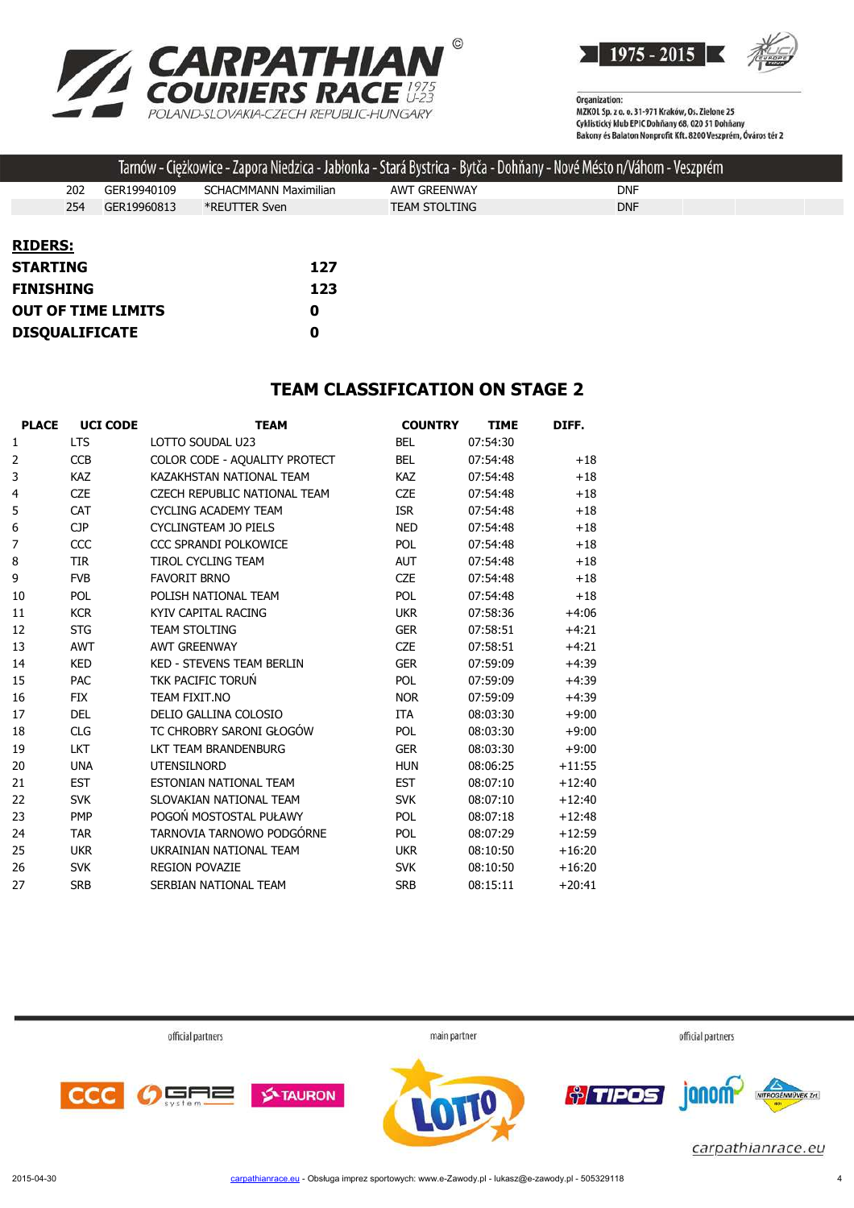Tarnów - Ciężkowice - Zapora Niedzica - Jabłonka - Stará Bystrica - Bytča - Dohňany - Nové Mésto n/Váhom - Veszprém

| | | | | |
|---|---|---|---|---|
| 202 | GER19940109 | SCHACMMANN Maximilian | AWT GREENWAY | DNF |
| 254 | GER19960813 | *REUTTER Sven | TEAM STOLTING | DNF |

**RIDERS:**

| | |
|---|---|
| **STARTING** | **127** |
| **FINISHING** | **123** |
| **OUT OF TIME LIMITS** | **0** |
| **DISQUALIFICATE** | **0** |

## TEAM CLASSIFICATION ON STAGE 2

| PLACE | UCI CODE | TEAM | COUNTRY | TIME | DIFF. |
|---|---|---|---|---|---|
| 1 | LTS | LOTTO SOUDAL U23 | BEL | 07:54:30 | |
| 2 | CCB | COLOR CODE - AQUALITY PROTECT | BEL | 07:54:48 | +18 |
| 3 | KAZ | KAZAKHSTAN NATIONAL TEAM | KAZ | 07:54:48 | +18 |
| 4 | CZE | CZECH REPUBLIC NATIONAL TEAM | CZE | 07:54:48 | +18 |
| 5 | CAT | CYCLING ACADEMY TEAM | ISR | 07:54:48 | +18 |
| 6 | CJP | CYCLINGTEAM JO PIELS | NED | 07:54:48 | +18 |
| 7 | CCC | CCC SPRANDI POLKOWICE | POL | 07:54:48 | +18 |
| 8 | TIR | TIROL CYCLING TEAM | AUT | 07:54:48 | +18 |
| 9 | FVB | FAVORIT BRNO | CZE | 07:54:48 | +18 |
| 10 | POL | POLISH NATIONAL TEAM | POL | 07:54:48 | +18 |
| 11 | KCR | KYIV CAPITAL RACING | UKR | 07:58:36 | +4:06 |
| 12 | STG | TEAM STOLTING | GER | 07:58:51 | +4:21 |
| 13 | AWT | AWT GREENWAY | CZE | 07:58:51 | +4:21 |
| 14 | KED | KED - STEVENS TEAM BERLIN | GER | 07:59:09 | +4:39 |
| 15 | PAC | TKK PACIFIC TORUŃ | POL | 07:59:09 | +4:39 |
| 16 | FIX | TEAM FIXIT.NO | NOR | 07:59:09 | +4:39 |
| 17 | DEL | DELIO GALLINA COLOSIO | ITA | 08:03:30 | +9:00 |
| 18 | CLG | TC CHROBRY SARONI GŁOGÓW | POL | 08:03:30 | +9:00 |
| 19 | LKT | LKT TEAM BRANDENBURG | GER | 08:03:30 | +9:00 |
| 20 | UNA | UTENSILNORD | HUN | 08:06:25 | +11:55 |
| 21 | EST | ESTONIAN NATIONAL TEAM | EST | 08:07:10 | +12:40 |
| 22 | SVK | SLOVAKIAN NATIONAL TEAM | SVK | 08:07:10 | +12:40 |
| 23 | PMP | POGOŃ MOSTOSTAL PUŁAWY | POL | 08:07:18 | +12:48 |
| 24 | TAR | TARNOVIA TARNOWO PODGÓRNE | POL | 08:07:29 | +12:59 |
| 25 | UKR | UKRAINIAN NATIONAL TEAM | UKR | 08:10:50 | +16:20 |
| 26 | SVK | REGION POVAZIE | SVK | 08:10:50 | +16:20 |
| 27 | SRB | SERBIAN NATIONAL TEAM | SRB | 08:15:11 | +20:41 |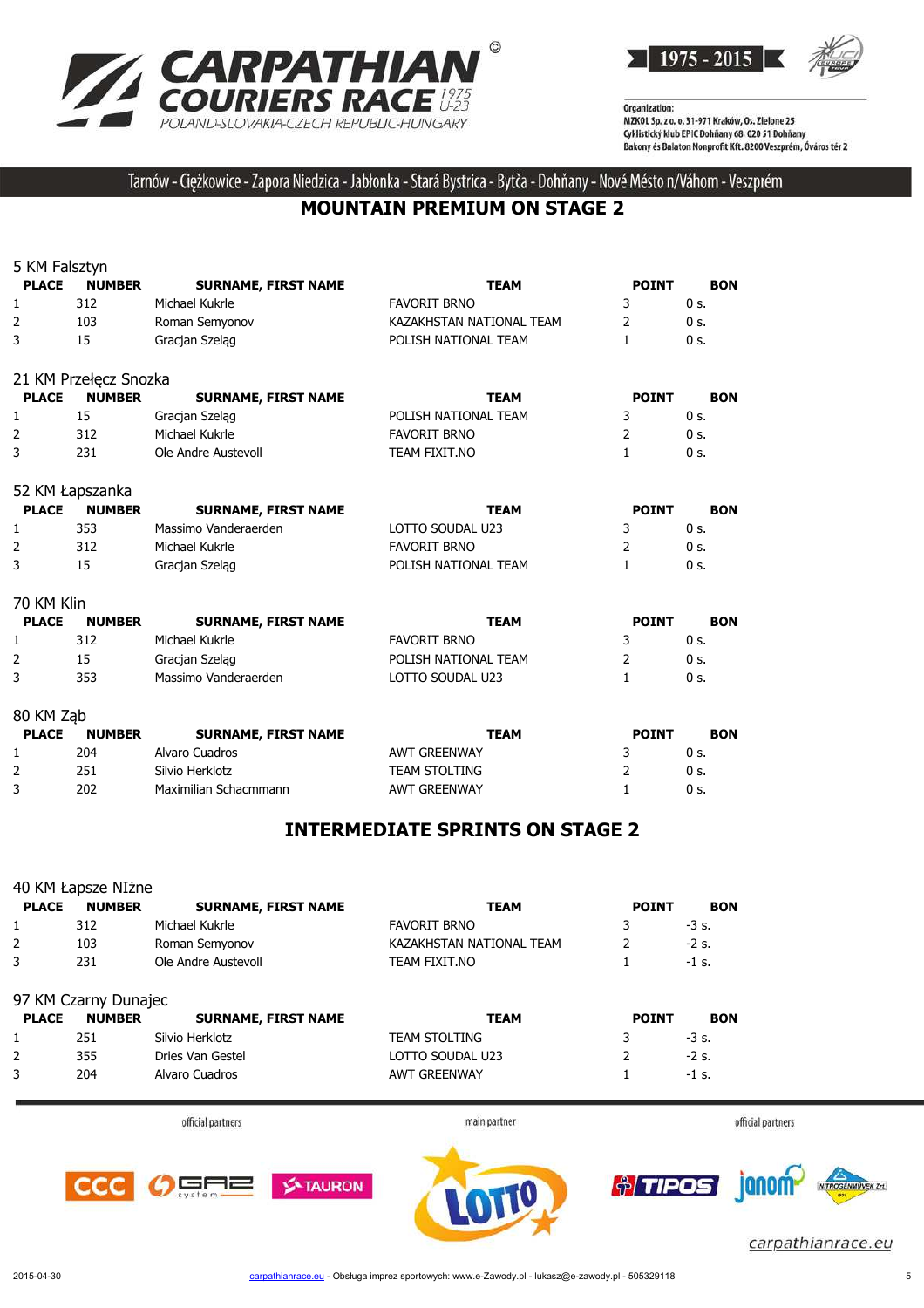Tarnów - Ciężkowice - Zapora Niedzica - Jabłonka - Stará Bystrica - Bytča - Dohňany - Nové Mésto n/Váhom - Veszprém

## MOUNTAIN PREMIUM ON STAGE 2

### 5 KM Falsztyn

| PLACE | NUMBER | SURNAME, FIRST NAME | TEAM | POINT | BON |
|---|---|---|---|---|---|
| 1 | 312 | Michael Kukrle | FAVORIT BRNO | 3 | 0 s. |
| 2 | 103 | Roman Semyonov | KAZAKHSTAN NATIONAL TEAM | 2 | 0 s. |
| 3 | 15 | Gracjan Szeląg | POLISH NATIONAL TEAM | 1 | 0 s. |

### 21 KM Przełęcz Snozka

| PLACE | NUMBER | SURNAME, FIRST NAME | TEAM | POINT | BON |
|---|---|---|---|---|---|
| 1 | 15 | Gracjan Szeląg | POLISH NATIONAL TEAM | 3 | 0 s. |
| 2 | 312 | Michael Kukrle | FAVORIT BRNO | 2 | 0 s. |
| 3 | 231 | Ole Andre Austevoll | TEAM FIXIT.NO | 1 | 0 s. |

### 52 KM Łapszanka

| PLACE | NUMBER | SURNAME, FIRST NAME | TEAM | POINT | BON |
|---|---|---|---|---|---|
| 1 | 353 | Massimo Vanderaerden | LOTTO SOUDAL U23 | 3 | 0 s. |
| 2 | 312 | Michael Kukrle | FAVORIT BRNO | 2 | 0 s. |
| 3 | 15 | Gracjan Szeląg | POLISH NATIONAL TEAM | 1 | 0 s. |

### 70 KM Klin

| PLACE | NUMBER | SURNAME, FIRST NAME | TEAM | POINT | BON |
|---|---|---|---|---|---|
| 1 | 312 | Michael Kukrle | FAVORIT BRNO | 3 | 0 s. |
| 2 | 15 | Gracjan Szeląg | POLISH NATIONAL TEAM | 2 | 0 s. |
| 3 | 353 | Massimo Vanderaerden | LOTTO SOUDAL U23 | 1 | 0 s. |

### 80 KM Ząb

| PLACE | NUMBER | SURNAME, FIRST NAME | TEAM | POINT | BON |
|---|---|---|---|---|---|
| 1 | 204 | Alvaro Cuadros | AWT GREENWAY | 3 | 0 s. |
| 2 | 251 | Silvio Herklotz | TEAM STOLTING | 2 | 0 s. |
| 3 | 202 | Maximilian Schacmmann | AWT GREENWAY | 1 | 0 s. |

## INTERMEDIATE SPRINTS ON STAGE 2

### 40 KM Łapsze NIżne

| PLACE | NUMBER | SURNAME, FIRST NAME | TEAM | POINT | BON |
|---|---|---|---|---|---|
| 1 | 312 | Michael Kukrle | FAVORIT BRNO | 3 | -3 s. |
| 2 | 103 | Roman Semyonov | KAZAKHSTAN NATIONAL TEAM | 2 | -2 s. |
| 3 | 231 | Ole Andre Austevoll | TEAM FIXIT.NO | 1 | -1 s. |

### 97 KM Czarny Dunajec

| PLACE | NUMBER | SURNAME, FIRST NAME | TEAM | POINT | BON |
|---|---|---|---|---|---|
| 1 | 251 | Silvio Herklotz | TEAM STOLTING | 3 | -3 s. |
| 2 | 355 | Dries Van Gestel | LOTTO SOUDAL U23 | 2 | -2 s. |
| 3 | 204 | Alvaro Cuadros | AWT GREENWAY | 1 | -1 s. |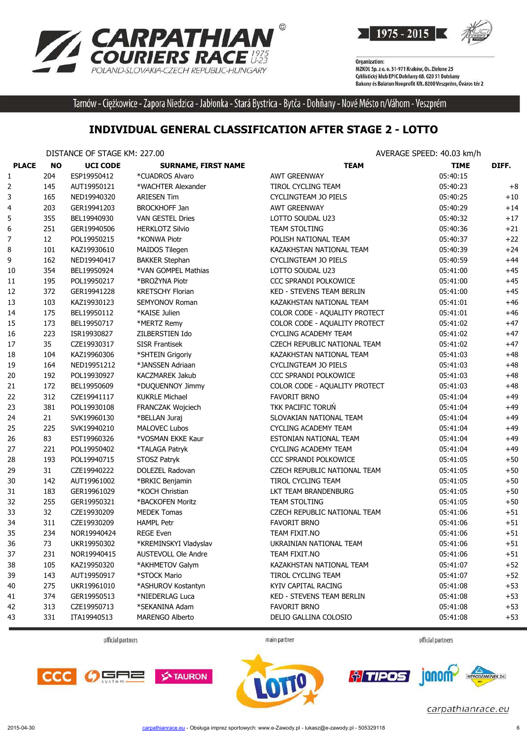Tarnów - Ciężkowice - Zapora Niedzica - Jabłonka - Stará Bystrica - Bytča - Dohňany - Nové Mésto n/Váhom - Veszprém

Organization:
MZKOL Sp. z o. o. 31-971 Kraków, Os. Zielone 25
Cyklistický klub EPIC Dohňany 68, 020 51 Dohňany
Bakony és Balaton Nonprofit Kft. 8200 Veszprém, Óváros tér 2

## INDIVIDUAL GENERAL CLASSIFICATION AFTER STAGE 2 - LOTTO

DISTANCE OF STAGE KM: 227.00 | AVERAGE SPEED: 40.03 km/h

| PLACE | NO | UCI CODE | SURNAME, FIRST NAME | TEAM | TIME | DIFF. |
|---|---|---|---|---|---|---|
| 1 | 204 | ESP19950412 | *CUADROS Alvaro | AWT GREENWAY | 05:40:15 | |
| 2 | 145 | AUT19950121 | *WACHTER Alexander | TIROL CYCLING TEAM | 05:40:23 | +8 |
| 3 | 165 | NED19940320 | ARIESEN Tim | CYCLINGTEAM JO PIELS | 05:40:25 | +10 |
| 4 | 203 | GER19941203 | BROCKHOFF Jan | AWT GREENWAY | 05:40:29 | +14 |
| 5 | 355 | BEL19940930 | VAN GESTEL Dries | LOTTO SOUDAL U23 | 05:40:32 | +17 |
| 6 | 251 | GER19940506 | HERKLOTZ Silvio | TEAM STOLTING | 05:40:36 | +21 |
| 7 | 12 | POL19950215 | *KONWA Piotr | POLISH NATIONAL TEAM | 05:40:37 | +22 |
| 8 | 101 | KAZ19930610 | MAIDOS Tilegen | KAZAKHSTAN NATIONAL TEAM | 05:40:39 | +24 |
| 9 | 162 | NED19940417 | BAKKER Stephan | CYCLINGTEAM JO PIELS | 05:40:59 | +44 |
| 10 | 354 | BEL19950924 | *VAN GOMPEL Mathias | LOTTO SOUDAL U23 | 05:41:00 | +45 |
| 11 | 195 | POL19950217 | *BROŻYNA Piotr | CCC SPRANDI POLKOWICE | 05:41:00 | +45 |
| 12 | 372 | GER19941228 | KRETSCHY Florian | KED - STEVENS TEAM BERLIN | 05:41:00 | +45 |
| 13 | 103 | KAZ19930123 | SEMYONOV Roman | KAZAKHSTAN NATIONAL TEAM | 05:41:01 | +46 |
| 14 | 175 | BEL19950112 | *KAISE Julien | COLOR CODE - AQUALITY PROTECT | 05:41:01 | +46 |
| 15 | 173 | BEL19950717 | *MERTZ Remy | COLOR CODE - AQUALITY PROTECT | 05:41:02 | +47 |
| 16 | 223 | ISR19930827 | ZILBERSTIEN Ido | CYCLING ACADEMY TEAM | 05:41:02 | +47 |
| 17 | 35 | CZE19930317 | SISR Frantisek | CZECH REPUBLIC NATIONAL TEAM | 05:41:02 | +47 |
| 18 | 104 | KAZ19960306 | *SHTEIN Grigoriy | KAZAKHSTAN NATIONAL TEAM | 05:41:03 | +48 |
| 19 | 164 | NED19951212 | *JANSSEN Adriaan | CYCLINGTEAM JO PIELS | 05:41:03 | +48 |
| 20 | 192 | POL19930927 | KACZMAREK Jakub | CCC SPRANDI POLKOWICE | 05:41:03 | +48 |
| 21 | 172 | BEL19950609 | *DUQUENNOY Jimmy | COLOR CODE - AQUALITY PROTECT | 05:41:03 | +48 |
| 22 | 312 | CZE19941117 | KUKRLE Michael | FAVORIT BRNO | 05:41:04 | +49 |
| 23 | 381 | POL19930108 | FRANCZAK Wojciech | TKK PACIFIC TORUŃ | 05:41:04 | +49 |
| 24 | 21 | SVK19960130 | *BELLAN Juraj | SLOVAKIAN NATIONAL TEAM | 05:41:04 | +49 |
| 25 | 225 | SVK19940210 | MALOVEC Lubos | CYCLING ACADEMY TEAM | 05:41:04 | +49 |
| 26 | 83 | EST19960326 | *VOSMAN EKKE Kaur | ESTONIAN NATIONAL TEAM | 05:41:04 | +49 |
| 27 | 221 | POL19950402 | *TALAGA Patryk | CYCLING ACADEMY TEAM | 05:41:04 | +49 |
| 28 | 193 | POL19940715 | STOSZ Patryk | CCC SPRANDI POLKOWICE | 05:41:05 | +50 |
| 29 | 31 | CZE19940222 | DOLEZEL Radovan | CZECH REPUBLIC NATIONAL TEAM | 05:41:05 | +50 |
| 30 | 142 | AUT19961002 | *BRKIC Benjamin | TIROL CYCLING TEAM | 05:41:05 | +50 |
| 31 | 183 | GER19961029 | *KOCH Christian | LKT TEAM BRANDENBURG | 05:41:05 | +50 |
| 32 | 255 | GER19950321 | *BACKOFEN Moritz | TEAM STOLTING | 05:41:05 | +50 |
| 33 | 32 | CZE19930209 | MEDEK Tomas | CZECH REPUBLIC NATIONAL TEAM | 05:41:06 | +51 |
| 34 | 311 | CZE19930209 | HAMPL Petr | FAVORIT BRNO | 05:41:06 | +51 |
| 35 | 234 | NOR19940424 | REGE Even | TEAM FIXIT.NO | 05:41:06 | +51 |
| 36 | 73 | UKR19950302 | *KREMINSKYI Vladyslav | UKRAINIAN NATIONAL TEAM | 05:41:06 | +51 |
| 37 | 231 | NOR19940415 | AUSTEVOLL Ole Andre | TEAM FIXIT.NO | 05:41:06 | +51 |
| 38 | 105 | KAZ19950320 | *AKHMETOV Galym | KAZAKHSTAN NATIONAL TEAM | 05:41:07 | +52 |
| 39 | 143 | AUT19950917 | *STOCK Mario | TIROL CYCLING TEAM | 05:41:07 | +52 |
| 40 | 275 | UKR19961010 | *ASHUROV Kostantyn | KYIV CAPITAL RACING | 05:41:08 | +53 |
| 41 | 374 | GER19950513 | *NIEDERLAG Luca | KED - STEVENS TEAM BERLIN | 05:41:08 | +53 |
| 42 | 313 | CZE19950713 | *SEKANINA Adam | FAVORIT BRNO | 05:41:08 | +53 |
| 43 | 331 | ITA19940513 | MARENGO Alberto | DELIO GALLINA COLOSIO | 05:41:08 | +53 |

official partners | main partner | official partners

carpathianrace.eu

2015-04-30 carpathianrace.eu - Obsługa imprez sportowych: www.e-Zawody.pl - lukasz@e-zawody.pl - 505329118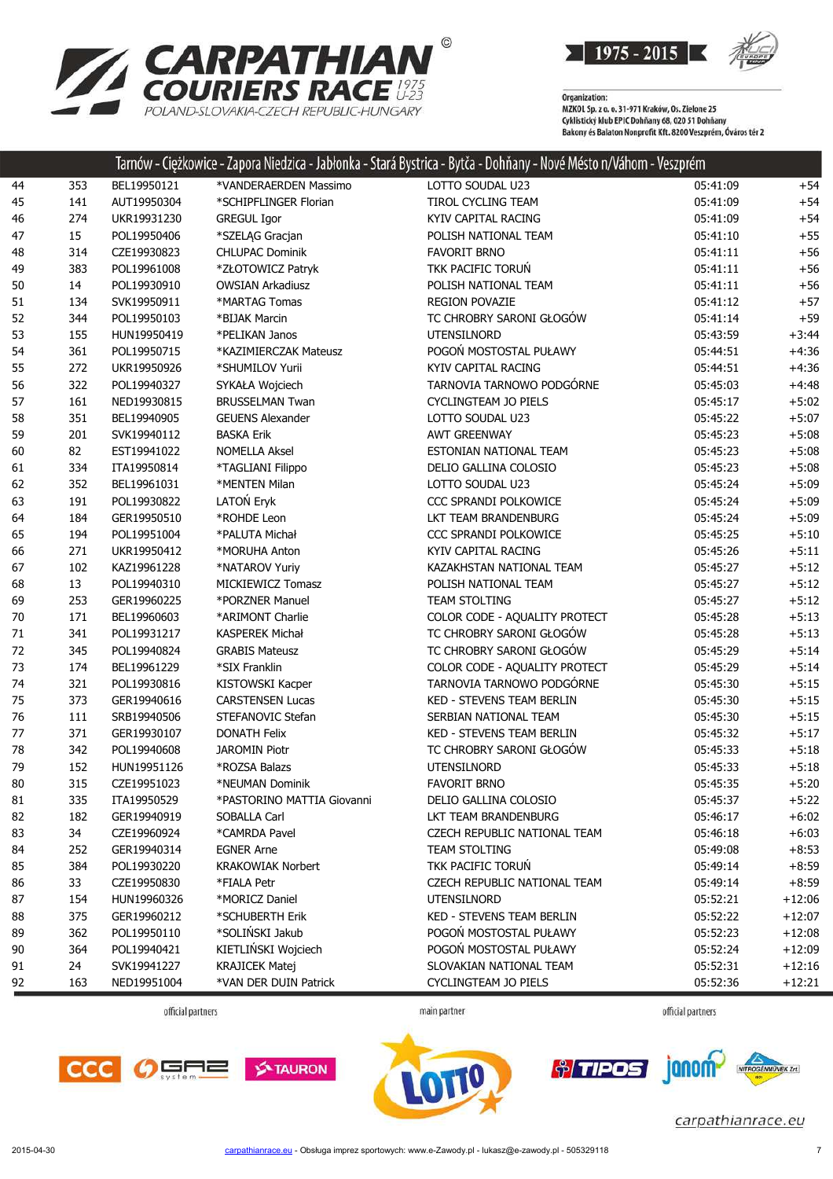# CARPATHIAN COURIERS RACE 1975 U-23

POLAND-SLOVAKIA-CZECH REPUBLIC-HUNGARY

1975 - 2015

Organization:
MZKOL Sp. z o. o. 31-971 Kraków, Os. Zielone 25
Cyklistický klub EPIC Dohňany 68, 020 51 Dohňany
Bakony és Balaton Nonprofit Kft. 8200 Veszprém, Óváros tér 2

## Tarnów - Ciężkowice - Zapora Niedzica - Jabłonka - Stará Bystrica - Bytča - Dohňany - Nové Mésto n/Váhom - Veszprém

| | | | | | | |
|---|---|---|---|---|---|---|
| 44 | 353 | BEL19950121 | *VANDERAERDEN Massimo | LOTTO SOUDAL U23 | 05:41:09 | +54 |
| 45 | 141 | AUT19950304 | *SCHIPFLINGER Florian | TIROL CYCLING TEAM | 05:41:09 | +54 |
| 46 | 274 | UKR19931230 | GREGUL Igor | KYIV CAPITAL RACING | 05:41:09 | +54 |
| 47 | 15 | POL19950406 | *SZELĄG Gracjan | POLISH NATIONAL TEAM | 05:41:10 | +55 |
| 48 | 314 | CZE19930823 | CHLUPAC Dominik | FAVORIT BRNO | 05:41:11 | +56 |
| 49 | 383 | POL19961008 | *ZŁOTOWICZ Patryk | TKK PACIFIC TORUŃ | 05:41:11 | +56 |
| 50 | 14 | POL19930910 | OWSIAN Arkadiusz | POLISH NATIONAL TEAM | 05:41:11 | +56 |
| 51 | 134 | SVK19950911 | *MARTAG Tomas | REGION POVAZIE | 05:41:12 | +57 |
| 52 | 344 | POL19950103 | *BIJAK Marcin | TC CHROBRY SARONI GŁOGÓW | 05:41:14 | +59 |
| 53 | 155 | HUN19950419 | *PELIKAN Janos | UTENSILNORD | 05:43:59 | +3:44 |
| 54 | 361 | POL19950715 | *KAZIMIERCZAK Mateusz | POGOŃ MOSTOSTAL PUŁAWY | 05:44:51 | +4:36 |
| 55 | 272 | UKR19950926 | *SHUMILOV Yurii | KYIV CAPITAL RACING | 05:44:51 | +4:36 |
| 56 | 322 | POL19940327 | SYKAŁA Wojciech | TARNOVIA TARNOWO PODGÓRNE | 05:45:03 | +4:48 |
| 57 | 161 | NED19930815 | BRUSSELMAN Twan | CYCLINGTEAM JO PIELS | 05:45:17 | +5:02 |
| 58 | 351 | BEL19940905 | GEUENS Alexander | LOTTO SOUDAL U23 | 05:45:22 | +5:07 |
| 59 | 201 | SVK19940112 | BASKA Erik | AWT GREENWAY | 05:45:23 | +5:08 |
| 60 | 82 | EST19941022 | NOMELLA Aksel | ESTONIAN NATIONAL TEAM | 05:45:23 | +5:08 |
| 61 | 334 | ITA19950814 | *TAGLIANI Filippo | DELIO GALLINA COLOSIO | 05:45:23 | +5:08 |
| 62 | 352 | BEL19961031 | *MENTEN Milan | LOTTO SOUDAL U23 | 05:45:24 | +5:09 |
| 63 | 191 | POL19930822 | LATOŃ Eryk | CCC SPRANDI POLKOWICE | 05:45:24 | +5:09 |
| 64 | 184 | GER19950510 | *ROHDE Leon | LKT TEAM BRANDENBURG | 05:45:24 | +5:09 |
| 65 | 194 | POL19951004 | *PALUTA Michał | CCC SPRANDI POLKOWICE | 05:45:25 | +5:10 |
| 66 | 271 | UKR19950412 | *MORUHA Anton | KYIV CAPITAL RACING | 05:45:26 | +5:11 |
| 67 | 102 | KAZ19961228 | *NATAROV Yuriy | KAZAKHSTAN NATIONAL TEAM | 05:45:27 | +5:12 |
| 68 | 13 | POL19940310 | MICKIEWICZ Tomasz | POLISH NATIONAL TEAM | 05:45:27 | +5:12 |
| 69 | 253 | GER19960225 | *PORZNER Manuel | TEAM STOLTING | 05:45:27 | +5:12 |
| 70 | 171 | BEL19960603 | *ARIMONT Charlie | COLOR CODE - AQUALITY PROTECT | 05:45:28 | +5:13 |
| 71 | 341 | POL19931217 | KASPEREK Michał | TC CHROBRY SARONI GŁOGÓW | 05:45:28 | +5:13 |
| 72 | 345 | POL19940824 | GRABIS Mateusz | TC CHROBRY SARONI GŁOGÓW | 05:45:29 | +5:14 |
| 73 | 174 | BEL19961229 | *SIX Franklin | COLOR CODE - AQUALITY PROTECT | 05:45:29 | +5:14 |
| 74 | 321 | POL19930816 | KISTOWSKI Kacper | TARNOVIA TARNOWO PODGÓRNE | 05:45:30 | +5:15 |
| 75 | 373 | GER19940616 | CARSTENSEN Lucas | KED - STEVENS TEAM BERLIN | 05:45:30 | +5:15 |
| 76 | 111 | SRB19940506 | STEFANOVIC Stefan | SERBIAN NATIONAL TEAM | 05:45:30 | +5:15 |
| 77 | 371 | GER19930107 | DONATH Felix | KED - STEVENS TEAM BERLIN | 05:45:32 | +5:17 |
| 78 | 342 | POL19940608 | JAROMIN Piotr | TC CHROBRY SARONI GŁOGÓW | 05:45:33 | +5:18 |
| 79 | 152 | HUN19951126 | *ROZSA Balazs | UTENSILNORD | 05:45:33 | +5:18 |
| 80 | 315 | CZE19951023 | *NEUMAN Dominik | FAVORIT BRNO | 05:45:35 | +5:20 |
| 81 | 335 | ITA19950529 | *PASTORINO MATTIA Giovanni | DELIO GALLINA COLOSIO | 05:45:37 | +5:22 |
| 82 | 182 | GER19940919 | SOBALLA Carl | LKT TEAM BRANDENBURG | 05:46:17 | +6:02 |
| 83 | 34 | CZE19960924 | *CAMRDA Pavel | CZECH REPUBLIC NATIONAL TEAM | 05:46:18 | +6:03 |
| 84 | 252 | GER19940314 | EGNER Arne | TEAM STOLTING | 05:49:08 | +8:53 |
| 85 | 384 | POL19930220 | KRAKOWIAK Norbert | TKK PACIFIC TORUŃ | 05:49:14 | +8:59 |
| 86 | 33 | CZE19950830 | *FIALA Petr | CZECH REPUBLIC NATIONAL TEAM | 05:49:14 | +8:59 |
| 87 | 154 | HUN19960326 | *MORICZ Daniel | UTENSILNORD | 05:52:21 | +12:06 |
| 88 | 375 | GER19960212 | *SCHUBERTH Erik | KED - STEVENS TEAM BERLIN | 05:52:22 | +12:07 |
| 89 | 362 | POL19950110 | *SOLIŃSKI Jakub | POGOŃ MOSTOSTAL PUŁAWY | 05:52:23 | +12:08 |
| 90 | 364 | POL19940421 | KIETLIŃSKI Wojciech | POGOŃ MOSTOSTAL PUŁAWY | 05:52:24 | +12:09 |
| 91 | 24 | SVK19941227 | KRAJICEK Matej | SLOVAKIAN NATIONAL TEAM | 05:52:31 | +12:16 |
| 92 | 163 | NED19951004 | *VAN DER DUIN Patrick | CYCLINGTEAM JO PIELS | 05:52:36 | +12:21 |

official partners — main partner — official partners

carpathianrace.eu

2015-04-30 carpathianrace.eu - Obsługa imprez sportowych: www.e-Zawody.pl - lukasz@e-zawody.pl - 505329118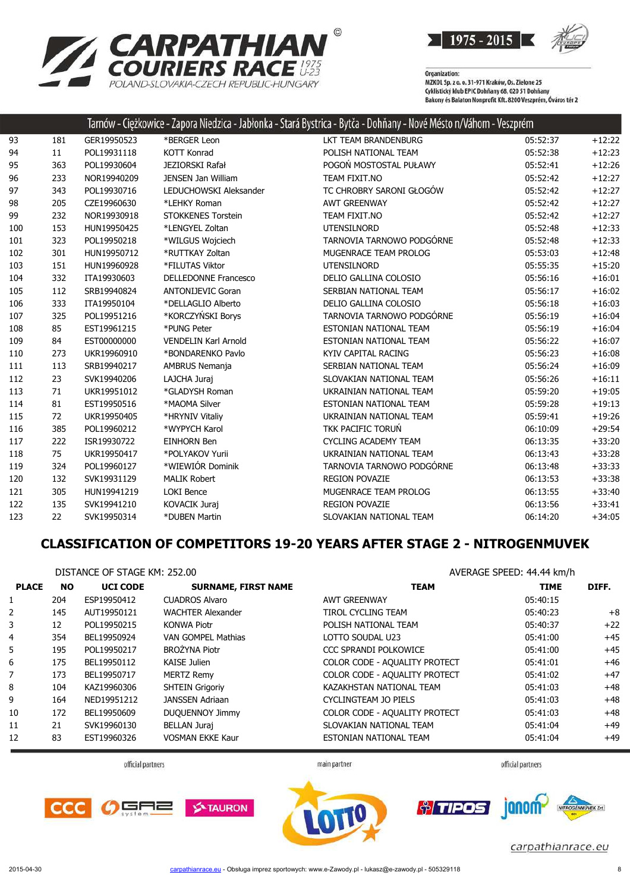Tarnów - Ciężkowice - Zapora Niedzica - Jabłonka - Stará Bystrica - Bytča - Dohňany - Nové Mésto n/Váhom - Veszprém

| | | | | | | |
|---|---|---|---|---|---|---|
| 93 | 181 | GER19950523 | *BERGER Leon | LKT TEAM BRANDENBURG | 05:52:37 | +12:22 |
| 94 | 11 | POL19931118 | KOTT Konrad | POLISH NATIONAL TEAM | 05:52:38 | +12:23 |
| 95 | 363 | POL19930604 | JEZIORSKI Rafał | POGOŃ MOSTOSTAL PUŁAWY | 05:52:41 | +12:26 |
| 96 | 233 | NOR19940209 | JENSEN Jan William | TEAM FIXIT.NO | 05:52:42 | +12:27 |
| 97 | 343 | POL19930716 | LEDUCHOWSKI Aleksander | TC CHROBRY SARONI GŁOGÓW | 05:52:42 | +12:27 |
| 98 | 205 | CZE19960630 | *LEHKY Roman | AWT GREENWAY | 05:52:42 | +12:27 |
| 99 | 232 | NOR19930918 | STOKKENES Torstein | TEAM FIXIT.NO | 05:52:42 | +12:27 |
| 100 | 153 | HUN19950425 | *LENGYEL Zoltan | UTENSILNORD | 05:52:48 | +12:33 |
| 101 | 323 | POL19950218 | *WILGUS Wojciech | TARNOVIA TARNOWO PODGÓRNE | 05:52:48 | +12:33 |
| 102 | 301 | HUN19950712 | *RUTTKAY Zoltan | MUGENRACE TEAM PROLOG | 05:53:03 | +12:48 |
| 103 | 151 | HUN19960928 | *FILUTAS Viktor | UTENSILNORD | 05:55:35 | +15:20 |
| 104 | 332 | ITA19930603 | DELLEDONNE Francesco | DELIO GALLINA COLOSIO | 05:56:16 | +16:01 |
| 105 | 112 | SRB19940824 | ANTONIJEVIC Goran | SERBIAN NATIONAL TEAM | 05:56:17 | +16:02 |
| 106 | 333 | ITA19950104 | *DELLAGLIO Alberto | DELIO GALLINA COLOSIO | 05:56:18 | +16:03 |
| 107 | 325 | POL19951216 | *KORCZYŃSKI Borys | TARNOVIA TARNOWO PODGÓRNE | 05:56:19 | +16:04 |
| 108 | 85 | EST19961215 | *PUNG Peter | ESTONIAN NATIONAL TEAM | 05:56:19 | +16:04 |
| 109 | 84 | EST00000000 | VENDELIN Karl Arnold | ESTONIAN NATIONAL TEAM | 05:56:22 | +16:07 |
| 110 | 273 | UKR19960910 | *BONDARENKO Pavlo | KYIV CAPITAL RACING | 05:56:23 | +16:08 |
| 111 | 113 | SRB19940217 | AMBRUS Nemanja | SERBIAN NATIONAL TEAM | 05:56:24 | +16:09 |
| 112 | 23 | SVK19940206 | LAJCHA Juraj | SLOVAKIAN NATIONAL TEAM | 05:56:26 | +16:11 |
| 113 | 71 | UKR19951012 | *GLADYSH Roman | UKRAINIAN NATIONAL TEAM | 05:59:20 | +19:05 |
| 114 | 81 | EST19950516 | *MAOMA Silver | ESTONIAN NATIONAL TEAM | 05:59:28 | +19:13 |
| 115 | 72 | UKR19950405 | *HRYNIV Vitaliy | UKRAINIAN NATIONAL TEAM | 05:59:41 | +19:26 |
| 116 | 385 | POL19960212 | *WYPYCH Karol | TKK PACIFIC TORUŃ | 06:10:09 | +29:54 |
| 117 | 222 | ISR19930722 | EINHORN Ben | CYCLING ACADEMY TEAM | 06:13:35 | +33:20 |
| 118 | 75 | UKR19950417 | *POLYAKOV Yurii | UKRAINIAN NATIONAL TEAM | 06:13:43 | +33:28 |
| 119 | 324 | POL19960127 | *WIEWIÓR Dominik | TARNOVIA TARNOWO PODGÓRNE | 06:13:48 | +33:33 |
| 120 | 132 | SVK19931129 | MALIK Robert | REGION POVAZIE | 06:13:53 | +33:38 |
| 121 | 305 | HUN19941219 | LOKI Bence | MUGENRACE TEAM PROLOG | 06:13:55 | +33:40 |
| 122 | 135 | SVK19941210 | KOVACIK Juraj | REGION POVAZIE | 06:13:56 | +33:41 |
| 123 | 22 | SVK19950314 | *DUBEN Martin | SLOVAKIAN NATIONAL TEAM | 06:14:20 | +34:05 |

## CLASSIFICATION OF COMPETITORS 19-20 YEARS AFTER STAGE 2 - NITROGENMUVEK

DISTANCE OF STAGE KM: 252.00 — AVERAGE SPEED: 44.44 km/h

| PLACE | NO | UCI CODE | SURNAME, FIRST NAME | TEAM | TIME | DIFF. |
|---|---|---|---|---|---|---|
| 1 | 204 | ESP19950412 | CUADROS Alvaro | AWT GREENWAY | 05:40:15 | |
| 2 | 145 | AUT19950121 | WACHTER Alexander | TIROL CYCLING TEAM | 05:40:23 | +8 |
| 3 | 12 | POL19950215 | KONWA Piotr | POLISH NATIONAL TEAM | 05:40:37 | +22 |
| 4 | 354 | BEL19950924 | VAN GOMPEL Mathias | LOTTO SOUDAL U23 | 05:41:00 | +45 |
| 5 | 195 | POL19950217 | BROŻYNA Piotr | CCC SPRANDI POLKOWICE | 05:41:00 | +45 |
| 6 | 175 | BEL19950112 | KAISE Julien | COLOR CODE - AQUALITY PROTECT | 05:41:01 | +46 |
| 7 | 173 | BEL19950717 | MERTZ Remy | COLOR CODE - AQUALITY PROTECT | 05:41:02 | +47 |
| 8 | 104 | KAZ19960306 | SHTEIN Grigoriy | KAZAKHSTAN NATIONAL TEAM | 05:41:03 | +48 |
| 9 | 164 | NED19951212 | JANSSEN Adriaan | CYCLINGTEAM JO PIELS | 05:41:03 | +48 |
| 10 | 172 | BEL19950609 | DUQUENNOY Jimmy | COLOR CODE - AQUALITY PROTECT | 05:41:03 | +48 |
| 11 | 21 | SVK19960130 | BELLAN Juraj | SLOVAKIAN NATIONAL TEAM | 05:41:04 | +49 |
| 12 | 83 | EST19960326 | VOSMAN EKKE Kaur | ESTONIAN NATIONAL TEAM | 05:41:04 | +49 |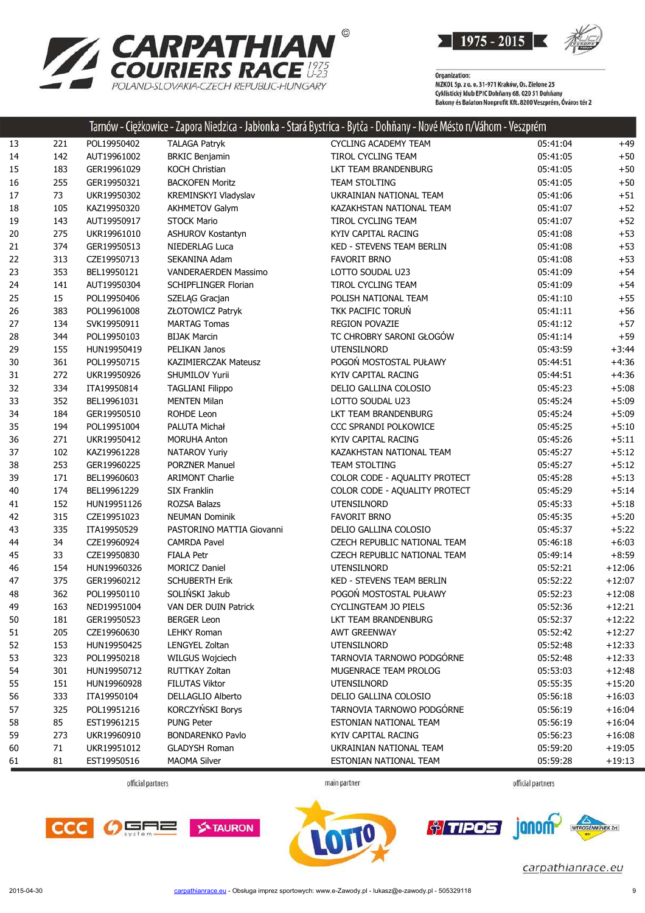Organization:
MZKOL Sp. z o. o. 31-971 Kraków, Os. Zielone 25
Cyklistický klub EPIC Dohňany 68, 020 51 Dohňany
Bakony és Balaton Nonprofit Kft. 8200 Veszprém, Óváros tér 2

## Tarnów - Ciężkowice - Zapora Niedzica - Jabłonka - Stará Bystrica - Bytča - Dohňany - Nové Mésto n/Váhom - Veszprém

| | | | | | | |
|---|---|---|---|---|---|---|
| 13 | 221 | POL19950402 | TALAGA Patryk | CYCLING ACADEMY TEAM | 05:41:04 | +49 |
| 14 | 142 | AUT19961002 | BRKIC Benjamin | TIROL CYCLING TEAM | 05:41:05 | +50 |
| 15 | 183 | GER19961029 | KOCH Christian | LKT TEAM BRANDENBURG | 05:41:05 | +50 |
| 16 | 255 | GER19950321 | BACKOFEN Moritz | TEAM STOLTING | 05:41:05 | +50 |
| 17 | 73 | UKR19950302 | KREMINSKYI Vladyslav | UKRAINIAN NATIONAL TEAM | 05:41:06 | +51 |
| 18 | 105 | KAZ19950320 | AKHMETOV Galym | KAZAKHSTAN NATIONAL TEAM | 05:41:07 | +52 |
| 19 | 143 | AUT19950917 | STOCK Mario | TIROL CYCLING TEAM | 05:41:07 | +52 |
| 20 | 275 | UKR19961010 | ASHUROV Kostantyn | KYIV CAPITAL RACING | 05:41:08 | +53 |
| 21 | 374 | GER19950513 | NIEDERLAG Luca | KED - STEVENS TEAM BERLIN | 05:41:08 | +53 |
| 22 | 313 | CZE19950713 | SEKANINA Adam | FAVORIT BRNO | 05:41:08 | +53 |
| 23 | 353 | BEL19950121 | VANDERAERDEN Massimo | LOTTO SOUDAL U23 | 05:41:09 | +54 |
| 24 | 141 | AUT19950304 | SCHIPFLINGER Florian | TIROL CYCLING TEAM | 05:41:09 | +54 |
| 25 | 15 | POL19950406 | SZELĄG Gracjan | POLISH NATIONAL TEAM | 05:41:10 | +55 |
| 26 | 383 | POL19961008 | ZŁOTOWICZ Patryk | TKK PACIFIC TORUŃ | 05:41:11 | +56 |
| 27 | 134 | SVK19950911 | MARTAG Tomas | REGION POVAZIE | 05:41:12 | +57 |
| 28 | 344 | POL19950103 | BIJAK Marcin | TC CHROBRY SARONI GŁOGÓW | 05:41:14 | +59 |
| 29 | 155 | HUN19950419 | PELIKAN Janos | UTENSILNORD | 05:43:59 | +3:44 |
| 30 | 361 | POL19950715 | KAZIMIERCZAK Mateusz | POGOŃ MOSTOSTAL PUŁAWY | 05:44:51 | +4:36 |
| 31 | 272 | UKR19950926 | SHUMILOV Yurii | KYIV CAPITAL RACING | 05:44:51 | +4:36 |
| 32 | 334 | ITA19950814 | TAGLIANI Filippo | DELIO GALLINA COLOSIO | 05:45:23 | +5:08 |
| 33 | 352 | BEL19961031 | MENTEN Milan | LOTTO SOUDAL U23 | 05:45:24 | +5:09 |
| 34 | 184 | GER19950510 | ROHDE Leon | LKT TEAM BRANDENBURG | 05:45:24 | +5:09 |
| 35 | 194 | POL19951004 | PALUTA Michał | CCC SPRANDI POLKOWICE | 05:45:25 | +5:10 |
| 36 | 271 | UKR19950412 | MORUHA Anton | KYIV CAPITAL RACING | 05:45:26 | +5:11 |
| 37 | 102 | KAZ19961228 | NATAROV Yuriy | KAZAKHSTAN NATIONAL TEAM | 05:45:27 | +5:12 |
| 38 | 253 | GER19960225 | PORZNER Manuel | TEAM STOLTING | 05:45:27 | +5:12 |
| 39 | 171 | BEL19960603 | ARIMONT Charlie | COLOR CODE - AQUALITY PROTECT | 05:45:28 | +5:13 |
| 40 | 174 | BEL19961229 | SIX Franklin | COLOR CODE - AQUALITY PROTECT | 05:45:29 | +5:14 |
| 41 | 152 | HUN19951126 | ROZSA Balazs | UTENSILNORD | 05:45:33 | +5:18 |
| 42 | 315 | CZE19951023 | NEUMAN Dominik | FAVORIT BRNO | 05:45:35 | +5:20 |
| 43 | 335 | ITA19950529 | PASTORINO MATTIA Giovanni | DELIO GALLINA COLOSIO | 05:45:37 | +5:22 |
| 44 | 34 | CZE19960924 | CAMRDA Pavel | CZECH REPUBLIC NATIONAL TEAM | 05:46:18 | +6:03 |
| 45 | 33 | CZE19950830 | FIALA Petr | CZECH REPUBLIC NATIONAL TEAM | 05:49:14 | +8:59 |
| 46 | 154 | HUN19960326 | MORICZ Daniel | UTENSILNORD | 05:52:21 | +12:06 |
| 47 | 375 | GER19960212 | SCHUBERTH Erik | KED - STEVENS TEAM BERLIN | 05:52:22 | +12:07 |
| 48 | 362 | POL19950110 | SOLIŃSKI Jakub | POGOŃ MOSTOSTAL PUŁAWY | 05:52:23 | +12:08 |
| 49 | 163 | NED19951004 | VAN DER DUIN Patrick | CYCLINGTEAM JO PIELS | 05:52:36 | +12:21 |
| 50 | 181 | GER19950523 | BERGER Leon | LKT TEAM BRANDENBURG | 05:52:37 | +12:22 |
| 51 | 205 | CZE19960630 | LEHKY Roman | AWT GREENWAY | 05:52:42 | +12:27 |
| 52 | 153 | HUN19950425 | LENGYEL Zoltan | UTENSILNORD | 05:52:48 | +12:33 |
| 53 | 323 | POL19950218 | WILGUS Wojciech | TARNOVIA TARNOWO PODGÓRNE | 05:52:48 | +12:33 |
| 54 | 301 | HUN19950712 | RUTTKAY Zoltan | MUGENRACE TEAM PROLOG | 05:53:03 | +12:48 |
| 55 | 151 | HUN19960928 | FILUTAS Viktor | UTENSILNORD | 05:55:35 | +15:20 |
| 56 | 333 | ITA19950104 | DELLAGLIO Alberto | DELIO GALLINA COLOSIO | 05:56:18 | +16:03 |
| 57 | 325 | POL19951216 | KORCZYŃSKI Borys | TARNOVIA TARNOWO PODGÓRNE | 05:56:19 | +16:04 |
| 58 | 85 | EST19961215 | PUNG Peter | ESTONIAN NATIONAL TEAM | 05:56:19 | +16:04 |
| 59 | 273 | UKR19960910 | BONDARENKO Pavlo | KYIV CAPITAL RACING | 05:56:23 | +16:08 |
| 60 | 71 | UKR19951012 | GLADYSH Roman | UKRAINIAN NATIONAL TEAM | 05:59:20 | +19:05 |
| 61 | 81 | EST19950516 | MAOMA Silver | ESTONIAN NATIONAL TEAM | 05:59:28 | +19:13 |

official partners — main partner — official partners

carpathianrace.eu

2015-04-30 — carpathianrace.eu - Obsługa imprez sportowych: www.e-Zawody.pl - lukasz@e-zawody.pl - 505329118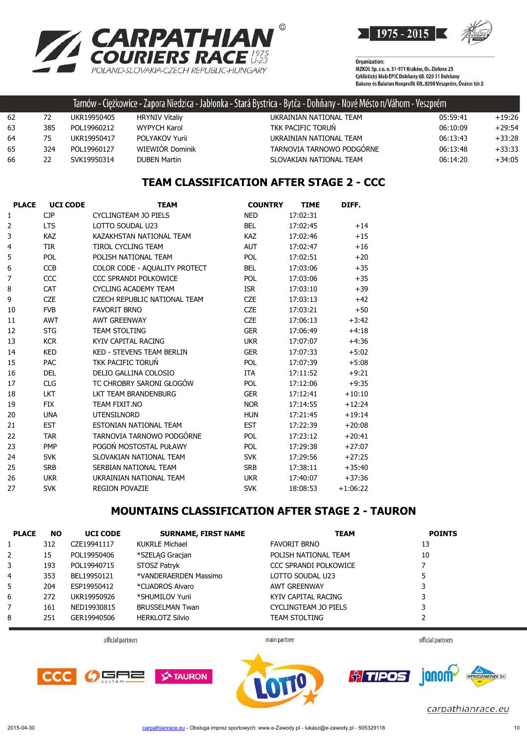Tarnów - Ciężkowice - Zapora Niedzica - Jabłonka - Stará Bystrica - Bytča - Dohňany - Nové Mésto n/Váhom - Veszprém

| | | | | | | |
|---|---|---|---|---|---|---|
| 62 | 72 | UKR19950405 | HRYNIV Vitaliy | UKRAINIAN NATIONAL TEAM | 05:59:41 | +19:26 |
| 63 | 385 | POL19960212 | WYPYCH Karol | TKK PACIFIC TORUŃ | 06:10:09 | +29:54 |
| 64 | 75 | UKR19950417 | POLYAKOV Yurii | UKRAINIAN NATIONAL TEAM | 06:13:43 | +33:28 |
| 65 | 324 | POL19960127 | WIEWIÓR Dominik | TARNOVIA TARNOWO PODGÓRNE | 06:13:48 | +33:33 |
| 66 | 22 | SVK19950314 | DUBEN Martin | SLOVAKIAN NATIONAL TEAM | 06:14:20 | +34:05 |

## TEAM CLASSIFICATION AFTER STAGE 2 - CCC

| PLACE | UCI CODE | TEAM | COUNTRY | TIME | DIFF. |
|---|---|---|---|---|---|
| 1 | CJP | CYCLINGTEAM JO PIELS | NED | 17:02:31 | |
| 2 | LTS | LOTTO SOUDAL U23 | BEL | 17:02:45 | +14 |
| 3 | KAZ | KAZAKHSTAN NATIONAL TEAM | KAZ | 17:02:46 | +15 |
| 4 | TIR | TIROL CYCLING TEAM | AUT | 17:02:47 | +16 |
| 5 | POL | POLISH NATIONAL TEAM | POL | 17:02:51 | +20 |
| 6 | CCB | COLOR CODE - AQUALITY PROTECT | BEL | 17:03:06 | +35 |
| 7 | CCC | CCC SPRANDI POLKOWICE | POL | 17:03:06 | +35 |
| 8 | CAT | CYCLING ACADEMY TEAM | ISR | 17:03:10 | +39 |
| 9 | CZE | CZECH REPUBLIC NATIONAL TEAM | CZE | 17:03:13 | +42 |
| 10 | FVB | FAVORIT BRNO | CZE | 17:03:21 | +50 |
| 11 | AWT | AWT GREENWAY | CZE | 17:06:13 | +3:42 |
| 12 | STG | TEAM STOLTING | GER | 17:06:49 | +4:18 |
| 13 | KCR | KYIV CAPITAL RACING | UKR | 17:07:07 | +4:36 |
| 14 | KED | KED - STEVENS TEAM BERLIN | GER | 17:07:33 | +5:02 |
| 15 | PAC | TKK PACIFIC TORUŃ | POL | 17:07:39 | +5:08 |
| 16 | DEL | DELIO GALLINA COLOSIO | ITA | 17:11:52 | +9:21 |
| 17 | CLG | TC CHROBRY SARONI GŁOGÓW | POL | 17:12:06 | +9:35 |
| 18 | LKT | LKT TEAM BRANDENBURG | GER | 17:12:41 | +10:10 |
| 19 | FIX | TEAM FIXIT.NO | NOR | 17:14:55 | +12:24 |
| 20 | UNA | UTENSILNORD | HUN | 17:21:45 | +19:14 |
| 21 | EST | ESTONIAN NATIONAL TEAM | EST | 17:22:39 | +20:08 |
| 22 | TAR | TARNOVIA TARNOWO PODGÓRNE | POL | 17:23:12 | +20:41 |
| 23 | PMP | POGOŃ MOSTOSTAL PUŁAWY | POL | 17:29:38 | +27:07 |
| 24 | SVK | SLOVAKIAN NATIONAL TEAM | SVK | 17:29:56 | +27:25 |
| 25 | SRB | SERBIAN NATIONAL TEAM | SRB | 17:38:11 | +35:40 |
| 26 | UKR | UKRAINIAN NATIONAL TEAM | UKR | 17:40:07 | +37:36 |
| 27 | SVK | REGION POVAZIE | SVK | 18:08:53 | +1:06:22 |

## MOUNTAINS CLASSIFICATION AFTER STAGE 2 - TAURON

| PLACE | NO | UCI CODE | SURNAME, FIRST NAME | TEAM | POINTS |
|---|---|---|---|---|---|
| 1 | 312 | CZE19941117 | KUKRLE Michael | FAVORIT BRNO | 13 |
| 2 | 15 | POL19950406 | *SZELĄG Gracjan | POLISH NATIONAL TEAM | 10 |
| 3 | 193 | POL19940715 | STOSZ Patryk | CCC SPRANDI POLKOWICE | 7 |
| 4 | 353 | BEL19950121 | *VANDERAERDEN Massimo | LOTTO SOUDAL U23 | 5 |
| 5 | 204 | ESP19950412 | *CUADROS Alvaro | AWT GREENWAY | 3 |
| 6 | 272 | UKR19950926 | *SHUMILOV Yurii | KYIV CAPITAL RACING | 3 |
| 7 | 161 | NED19930815 | BRUSSELMAN Twan | CYCLINGTEAM JO PIELS | 3 |
| 8 | 251 | GER19940506 | HERKLOTZ Silvio | TEAM STOLTING | 2 |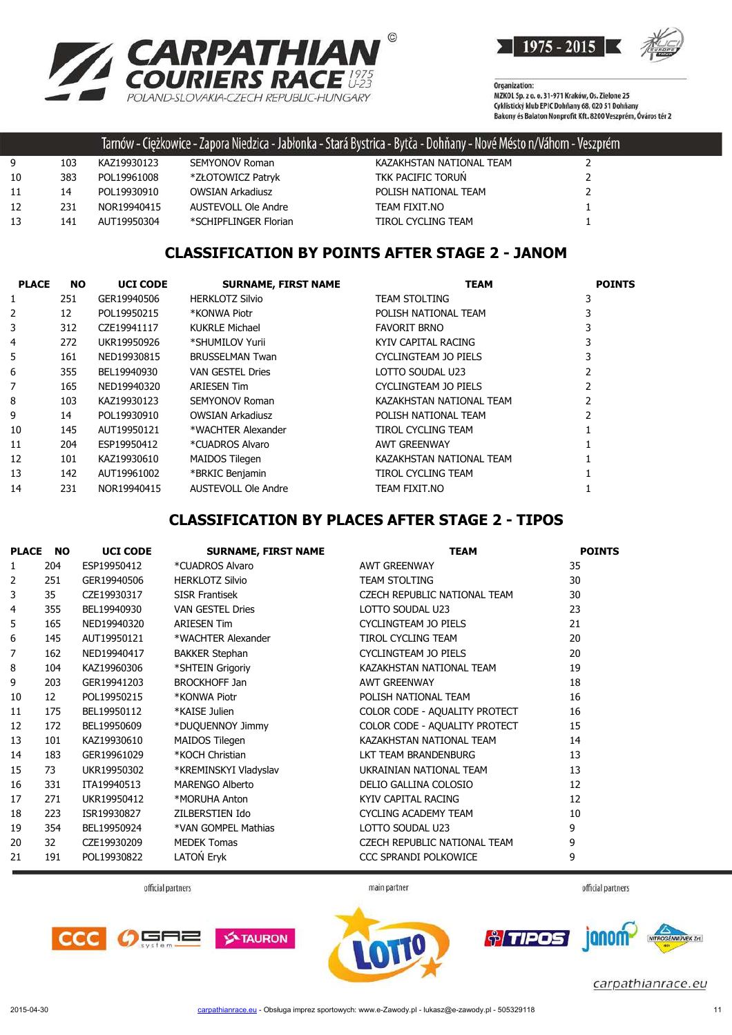Tarnów - Ciężkowice - Zapora Niedzica - Jabłonka - Stará Bystrica - Bytča - Dohňany - Nové Mésto n/Váhom - Veszprém

| | | | | | |
|---|---|---|---|---|---|
| 9 | 103 | KAZ19930123 | SEMYONOV Roman | KAZAKHSTAN NATIONAL TEAM | 2 |
| 10 | 383 | POL19961008 | *ZŁOTOWICZ Patryk | TKK PACIFIC TORUŃ | 2 |
| 11 | 14 | POL19930910 | OWSIAN Arkadiusz | POLISH NATIONAL TEAM | 2 |
| 12 | 231 | NOR19940415 | AUSTEVOLL Ole Andre | TEAM FIXIT.NO | 1 |
| 13 | 141 | AUT19950304 | *SCHIPFLINGER Florian | TIROL CYCLING TEAM | 1 |

## CLASSIFICATION BY POINTS AFTER STAGE 2 - JANOM

| PLACE | NO | UCI CODE | SURNAME, FIRST NAME | TEAM | POINTS |
|---|---|---|---|---|---|
| 1 | 251 | GER19940506 | HERKLOTZ Silvio | TEAM STOLTING | 3 |
| 2 | 12 | POL19950215 | *KONWA Piotr | POLISH NATIONAL TEAM | 3 |
| 3 | 312 | CZE19941117 | KUKRLE Michael | FAVORIT BRNO | 3 |
| 4 | 272 | UKR19950926 | *SHUMILOV Yurii | KYIV CAPITAL RACING | 3 |
| 5 | 161 | NED19930815 | BRUSSELMAN Twan | CYCLINGTEAM JO PIELS | 3 |
| 6 | 355 | BEL19940930 | VAN GESTEL Dries | LOTTO SOUDAL U23 | 2 |
| 7 | 165 | NED19940320 | ARIESEN Tim | CYCLINGTEAM JO PIELS | 2 |
| 8 | 103 | KAZ19930123 | SEMYONOV Roman | KAZAKHSTAN NATIONAL TEAM | 2 |
| 9 | 14 | POL19930910 | OWSIAN Arkadiusz | POLISH NATIONAL TEAM | 2 |
| 10 | 145 | AUT19950121 | *WACHTER Alexander | TIROL CYCLING TEAM | 1 |
| 11 | 204 | ESP19950412 | *CUADROS Alvaro | AWT GREENWAY | 1 |
| 12 | 101 | KAZ19930610 | MAIDOS Tilegen | KAZAKHSTAN NATIONAL TEAM | 1 |
| 13 | 142 | AUT19961002 | *BRKIC Benjamin | TIROL CYCLING TEAM | 1 |
| 14 | 231 | NOR19940415 | AUSTEVOLL Ole Andre | TEAM FIXIT.NO | 1 |

## CLASSIFICATION BY PLACES AFTER STAGE 2 - TIPOS

| PLACE | NO | UCI CODE | SURNAME, FIRST NAME | TEAM | POINTS |
|---|---|---|---|---|---|
| 1 | 204 | ESP19950412 | *CUADROS Alvaro | AWT GREENWAY | 35 |
| 2 | 251 | GER19940506 | HERKLOTZ Silvio | TEAM STOLTING | 30 |
| 3 | 35 | CZE19930317 | SISR Frantisek | CZECH REPUBLIC NATIONAL TEAM | 30 |
| 4 | 355 | BEL19940930 | VAN GESTEL Dries | LOTTO SOUDAL U23 | 23 |
| 5 | 165 | NED19940320 | ARIESEN Tim | CYCLINGTEAM JO PIELS | 21 |
| 6 | 145 | AUT19950121 | *WACHTER Alexander | TIROL CYCLING TEAM | 20 |
| 7 | 162 | NED19940417 | BAKKER Stephan | CYCLINGTEAM JO PIELS | 20 |
| 8 | 104 | KAZ19960306 | *SHTEIN Grigoriy | KAZAKHSTAN NATIONAL TEAM | 19 |
| 9 | 203 | GER19941203 | BROCKHOFF Jan | AWT GREENWAY | 18 |
| 10 | 12 | POL19950215 | *KONWA Piotr | POLISH NATIONAL TEAM | 16 |
| 11 | 175 | BEL19950112 | *KAISE Julien | COLOR CODE - AQUALITY PROTECT | 16 |
| 12 | 172 | BEL19950609 | *DUQUENNOY Jimmy | COLOR CODE - AQUALITY PROTECT | 15 |
| 13 | 101 | KAZ19930610 | MAIDOS Tilegen | KAZAKHSTAN NATIONAL TEAM | 14 |
| 14 | 183 | GER19961029 | *KOCH Christian | LKT TEAM BRANDENBURG | 13 |
| 15 | 73 | UKR19950302 | *KREMINSKYI Vladyslav | UKRAINIAN NATIONAL TEAM | 13 |
| 16 | 331 | ITA19940513 | MARENGO Alberto | DELIO GALLINA COLOSIO | 12 |
| 17 | 271 | UKR19950412 | *MORUHA Anton | KYIV CAPITAL RACING | 12 |
| 18 | 223 | ISR19930827 | ZILBERSTIEN Ido | CYCLING ACADEMY TEAM | 10 |
| 19 | 354 | BEL19950924 | *VAN GOMPEL Mathias | LOTTO SOUDAL U23 | 9 |
| 20 | 32 | CZE19930209 | MEDEK Tomas | CZECH REPUBLIC NATIONAL TEAM | 9 |
| 21 | 191 | POL19930822 | LATOŃ Eryk | CCC SPRANDI POLKOWICE | 9 |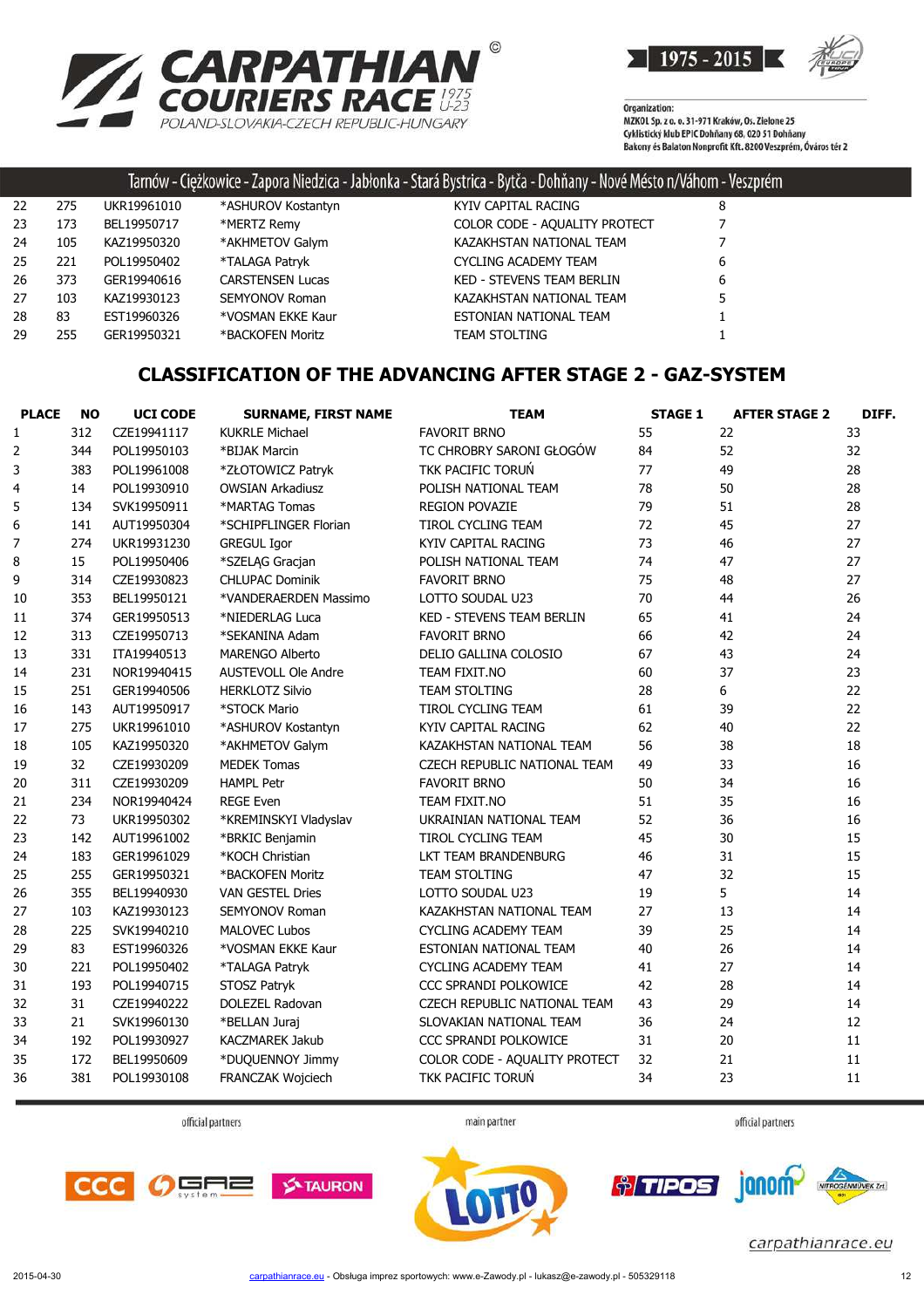# CARPATHIAN COURIERS RACE U-23 1975

POLAND-SLOVAKIA-CZECH REPUBLIC-HUNGARY

1975 - 2015

Organization:
MZKOL Sp. z o. o. 31-971 Kraków, Os. Zielone 25
Cyklistický klub EPIC Dohňany 68, 020 51 Dohňany
Bakony és Balaton Nonprofit Kft. 8200 Veszprém, Óváros tér 2

Tarnów - Ciężkowice - Zapora Niedzica - Jabłonka - Stará Bystrica - Bytča - Dohňany - Nové Mésto n/Váhom - Veszprém

| | | | | | |
|---|---|---|---|---|---|
| 22 | 275 | UKR19961010 | *ASHUROV Kostantyn | KYIV CAPITAL RACING | 8 |
| 23 | 173 | BEL19950717 | *MERTZ Remy | COLOR CODE - AQUALITY PROTECT | 7 |
| 24 | 105 | KAZ19950320 | *AKHMETOV Galym | KAZAKHSTAN NATIONAL TEAM | 7 |
| 25 | 221 | POL19950402 | *TALAGA Patryk | CYCLING ACADEMY TEAM | 6 |
| 26 | 373 | GER19940616 | CARSTENSEN Lucas | KED - STEVENS TEAM BERLIN | 6 |
| 27 | 103 | KAZ19930123 | SEMYONOV Roman | KAZAKHSTAN NATIONAL TEAM | 5 |
| 28 | 83 | EST19960326 | *VOSMAN EKKE Kaur | ESTONIAN NATIONAL TEAM | 1 |
| 29 | 255 | GER19950321 | *BACKOFEN Moritz | TEAM STOLTING | 1 |

## CLASSIFICATION OF THE ADVANCING AFTER STAGE 2 - GAZ-SYSTEM

| PLACE | NO | UCI CODE | SURNAME, FIRST NAME | TEAM | STAGE 1 | AFTER STAGE 2 | DIFF. |
|---|---|---|---|---|---|---|---|
| 1 | 312 | CZE19941117 | KUKRLE Michael | FAVORIT BRNO | 55 | 22 | 33 |
| 2 | 344 | POL19950103 | *BIJAK Marcin | TC CHROBRY SARONI GŁOGÓW | 84 | 52 | 32 |
| 3 | 383 | POL19961008 | *ZŁOTOWICZ Patryk | TKK PACIFIC TORUŃ | 77 | 49 | 28 |
| 4 | 14 | POL19930910 | OWSIAN Arkadiusz | POLISH NATIONAL TEAM | 78 | 50 | 28 |
| 5 | 134 | SVK19950911 | *MARTAG Tomas | REGION POVAZIE | 79 | 51 | 28 |
| 6 | 141 | AUT19950304 | *SCHIPFLINGER Florian | TIROL CYCLING TEAM | 72 | 45 | 27 |
| 7 | 274 | UKR19931230 | GREGUL Igor | KYIV CAPITAL RACING | 73 | 46 | 27 |
| 8 | 15 | POL19950406 | *SZELĄG Gracjan | POLISH NATIONAL TEAM | 74 | 47 | 27 |
| 9 | 314 | CZE19930823 | CHLUPAC Dominik | FAVORIT BRNO | 75 | 48 | 27 |
| 10 | 353 | BEL19950121 | *VANDERAERDEN Massimo | LOTTO SOUDAL U23 | 70 | 44 | 26 |
| 11 | 374 | GER19950513 | *NIEDERLAG Luca | KED - STEVENS TEAM BERLIN | 65 | 41 | 24 |
| 12 | 313 | CZE19950713 | *SEKANINA Adam | FAVORIT BRNO | 66 | 42 | 24 |
| 13 | 331 | ITA19940513 | MARENGO Alberto | DELIO GALLINA COLOSIO | 67 | 43 | 24 |
| 14 | 231 | NOR19940415 | AUSTEVOLL Ole Andre | TEAM FIXIT.NO | 60 | 37 | 23 |
| 15 | 251 | GER19940506 | HERKLOTZ Silvio | TEAM STOLTING | 28 | 6 | 22 |
| 16 | 143 | AUT19950917 | *STOCK Mario | TIROL CYCLING TEAM | 61 | 39 | 22 |
| 17 | 275 | UKR19961010 | *ASHUROV Kostantyn | KYIV CAPITAL RACING | 62 | 40 | 22 |
| 18 | 105 | KAZ19950320 | *AKHMETOV Galym | KAZAKHSTAN NATIONAL TEAM | 56 | 38 | 18 |
| 19 | 32 | CZE19930209 | MEDEK Tomas | CZECH REPUBLIC NATIONAL TEAM | 49 | 33 | 16 |
| 20 | 311 | CZE19930209 | HAMPL Petr | FAVORIT BRNO | 50 | 34 | 16 |
| 21 | 234 | NOR19940424 | REGE Even | TEAM FIXIT.NO | 51 | 35 | 16 |
| 22 | 73 | UKR19950302 | *KREMINSKYI Vladyslav | UKRAINIAN NATIONAL TEAM | 52 | 36 | 16 |
| 23 | 142 | AUT19961002 | *BRKIC Benjamin | TIROL CYCLING TEAM | 45 | 30 | 15 |
| 24 | 183 | GER19961029 | *KOCH Christian | LKT TEAM BRANDENBURG | 46 | 31 | 15 |
| 25 | 255 | GER19950321 | *BACKOFEN Moritz | TEAM STOLTING | 47 | 32 | 15 |
| 26 | 355 | BEL19940930 | VAN GESTEL Dries | LOTTO SOUDAL U23 | 19 | 5 | 14 |
| 27 | 103 | KAZ19930123 | SEMYONOV Roman | KAZAKHSTAN NATIONAL TEAM | 27 | 13 | 14 |
| 28 | 225 | SVK19940210 | MALOVEC Lubos | CYCLING ACADEMY TEAM | 39 | 25 | 14 |
| 29 | 83 | EST19960326 | *VOSMAN EKKE Kaur | ESTONIAN NATIONAL TEAM | 40 | 26 | 14 |
| 30 | 221 | POL19950402 | *TALAGA Patryk | CYCLING ACADEMY TEAM | 41 | 27 | 14 |
| 31 | 193 | POL19940715 | STOSZ Patryk | CCC SPRANDI POLKOWICE | 42 | 28 | 14 |
| 32 | 31 | CZE19940222 | DOLEZEL Radovan | CZECH REPUBLIC NATIONAL TEAM | 43 | 29 | 14 |
| 33 | 21 | SVK19960130 | *BELLAN Juraj | SLOVAKIAN NATIONAL TEAM | 36 | 24 | 12 |
| 34 | 192 | POL19930927 | KACZMAREK Jakub | CCC SPRANDI POLKOWICE | 31 | 20 | 11 |
| 35 | 172 | BEL19950609 | *DUQUENNOY Jimmy | COLOR CODE - AQUALITY PROTECT | 32 | 21 | 11 |
| 36 | 381 | POL19930108 | FRANCZAK Wojciech | TKK PACIFIC TORUŃ | 34 | 23 | 11 |

official partners: CCC, GAZ-SYSTEM, TAURON — main partner: LOTTO — official partners: TIPOS, janom, NITROGÉNMŰVEK Zrt.

carpathianrace.eu

2015-04-30 carpathianrace.eu - Obsługa imprez sportowych: www.e-Zawody.pl - lukasz@e-zawody.pl - 505329118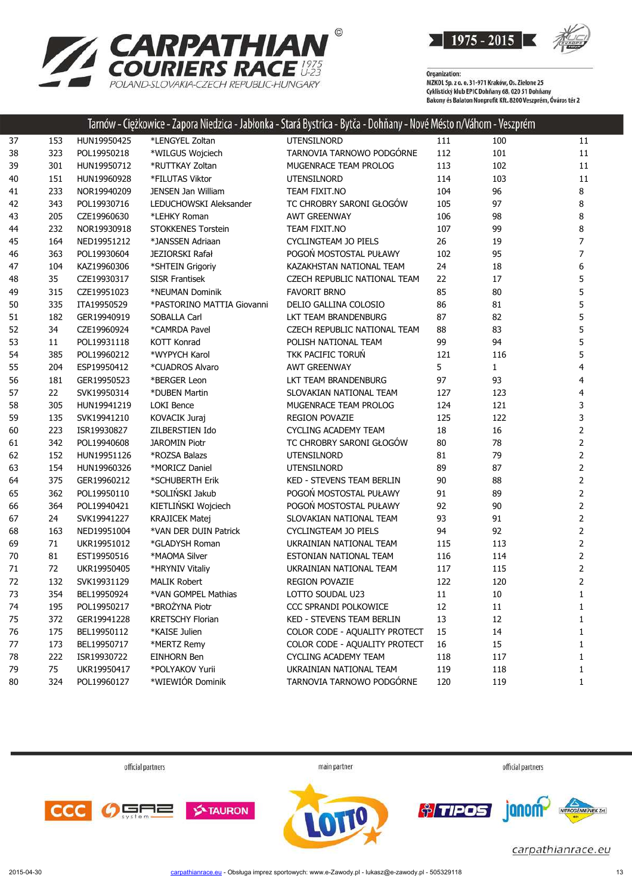# CARPATHIAN COURIERS RACE 1975 U-23

POLAND-SLOVAKIA-CZECH REPUBLIC-HUNGARY

1975 - 2015

Organization:
MZKOL Sp. z o. o. 31-971 Kraków, Os. Zielone 25
Cyklistický klub EPIC Dohňany 68, 020 51 Dohňany
Bakony és Balaton Nonprofit Kft. 8200 Veszprém, Óváros tér 2

## Tarnów - Ciężkowice - Zapora Niedzica - Jabłonka - Stará Bystrica - Bytča - Dohňany - Nové Mésto n/Váhom - Veszprém

| | | | | | | | |
|---|---|---|---|---|---|---|---|
| 37 | 153 | HUN19950425 | *LENGYEL Zoltan | UTENSILNORD | 111 | 100 | 11 |
| 38 | 323 | POL19950218 | *WILGUS Wojciech | TARNOVIA TARNOWO PODGÓRNE | 112 | 101 | 11 |
| 39 | 301 | HUN19950712 | *RUTTKAY Zoltan | MUGENRACE TEAM PROLOG | 113 | 102 | 11 |
| 40 | 151 | HUN19960928 | *FILUTAS Viktor | UTENSILNORD | 114 | 103 | 11 |
| 41 | 233 | NOR19940209 | JENSEN Jan William | TEAM FIXIT.NO | 104 | 96 | 8 |
| 42 | 343 | POL19930716 | LEDUCHOWSKI Aleksander | TC CHROBRY SARONI GŁOGÓW | 105 | 97 | 8 |
| 43 | 205 | CZE19960630 | *LEHKY Roman | AWT GREENWAY | 106 | 98 | 8 |
| 44 | 232 | NOR19930918 | STOKKENES Torstein | TEAM FIXIT.NO | 107 | 99 | 8 |
| 45 | 164 | NED19951212 | *JANSSEN Adriaan | CYCLINGTEAM JO PIELS | 26 | 19 | 7 |
| 46 | 363 | POL19930604 | JEZIORSKI Rafał | POGOŃ MOSTOSTAL PUŁAWY | 102 | 95 | 7 |
| 47 | 104 | KAZ19960306 | *SHTEIN Grigoriy | KAZAKHSTAN NATIONAL TEAM | 24 | 18 | 6 |
| 48 | 35 | CZE19930317 | SISR Frantisek | CZECH REPUBLIC NATIONAL TEAM | 22 | 17 | 5 |
| 49 | 315 | CZE19951023 | *NEUMAN Dominik | FAVORIT BRNO | 85 | 80 | 5 |
| 50 | 335 | ITA19950529 | *PASTORINO MATTIA Giovanni | DELIO GALLINA COLOSIO | 86 | 81 | 5 |
| 51 | 182 | GER19940919 | SOBALLA Carl | LKT TEAM BRANDENBURG | 87 | 82 | 5 |
| 52 | 34 | CZE19960924 | *CAMRDA Pavel | CZECH REPUBLIC NATIONAL TEAM | 88 | 83 | 5 |
| 53 | 11 | POL19931118 | KOTT Konrad | POLISH NATIONAL TEAM | 99 | 94 | 5 |
| 54 | 385 | POL19960212 | *WYPYCH Karol | TKK PACIFIC TORUŃ | 121 | 116 | 5 |
| 55 | 204 | ESP19950412 | *CUADROS Alvaro | AWT GREENWAY | 5 | 1 | 4 |
| 56 | 181 | GER19950523 | *BERGER Leon | LKT TEAM BRANDENBURG | 97 | 93 | 4 |
| 57 | 22 | SVK19950314 | *DUBEN Martin | SLOVAKIAN NATIONAL TEAM | 127 | 123 | 4 |
| 58 | 305 | HUN19941219 | LOKI Bence | MUGENRACE TEAM PROLOG | 124 | 121 | 3 |
| 59 | 135 | SVK19941210 | KOVACIK Juraj | REGION POVAZIE | 125 | 122 | 3 |
| 60 | 223 | ISR19930827 | ZILBERSTIEN Ido | CYCLING ACADEMY TEAM | 18 | 16 | 2 |
| 61 | 342 | POL19940608 | JAROMIN Piotr | TC CHROBRY SARONI GŁOGÓW | 80 | 78 | 2 |
| 62 | 152 | HUN19951126 | *ROZSA Balazs | UTENSILNORD | 81 | 79 | 2 |
| 63 | 154 | HUN19960326 | *MORICZ Daniel | UTENSILNORD | 89 | 87 | 2 |
| 64 | 375 | GER19960212 | *SCHUBERTH Erik | KED - STEVENS TEAM BERLIN | 90 | 88 | 2 |
| 65 | 362 | POL19950110 | *SOLIŃSKI Jakub | POGOŃ MOSTOSTAL PUŁAWY | 91 | 89 | 2 |
| 66 | 364 | POL19940421 | KIETLIŃSKI Wojciech | POGOŃ MOSTOSTAL PUŁAWY | 92 | 90 | 2 |
| 67 | 24 | SVK19941227 | KRAJICEK Matej | SLOVAKIAN NATIONAL TEAM | 93 | 91 | 2 |
| 68 | 163 | NED19951004 | *VAN DER DUIN Patrick | CYCLINGTEAM JO PIELS | 94 | 92 | 2 |
| 69 | 71 | UKR19951012 | *GLADYSH Roman | UKRAINIAN NATIONAL TEAM | 115 | 113 | 2 |
| 70 | 81 | EST19950516 | *MAOMA Silver | ESTONIAN NATIONAL TEAM | 116 | 114 | 2 |
| 71 | 72 | UKR19950405 | *HRYNIV Vitaliy | UKRAINIAN NATIONAL TEAM | 117 | 115 | 2 |
| 72 | 132 | SVK19931129 | MALIK Robert | REGION POVAZIE | 122 | 120 | 2 |
| 73 | 354 | BEL19950924 | *VAN GOMPEL Mathias | LOTTO SOUDAL U23 | 11 | 10 | 1 |
| 74 | 195 | POL19950217 | *BROŻYNA Piotr | CCC SPRANDI POLKOWICE | 12 | 11 | 1 |
| 75 | 372 | GER19941228 | KRETSCHY Florian | KED - STEVENS TEAM BERLIN | 13 | 12 | 1 |
| 76 | 175 | BEL19950112 | *KAISE Julien | COLOR CODE - AQUALITY PROTECT | 15 | 14 | 1 |
| 77 | 173 | BEL19950717 | *MERTZ Remy | COLOR CODE - AQUALITY PROTECT | 16 | 15 | 1 |
| 78 | 222 | ISR19930722 | EINHORN Ben | CYCLING ACADEMY TEAM | 118 | 117 | 1 |
| 79 | 75 | UKR19950417 | *POLYAKOV Yurii | UKRAINIAN NATIONAL TEAM | 119 | 118 | 1 |
| 80 | 324 | POL19960127 | *WIEWIÓR Dominik | TARNOVIA TARNOWO PODGÓRNE | 120 | 119 | 1 |

official partners — main partner — official partners

carpathianrace.eu

2015-04-30 — carpathianrace.eu - Obsługa imprez sportowych: www.e-Zawody.pl - lukasz@e-zawody.pl - 505329118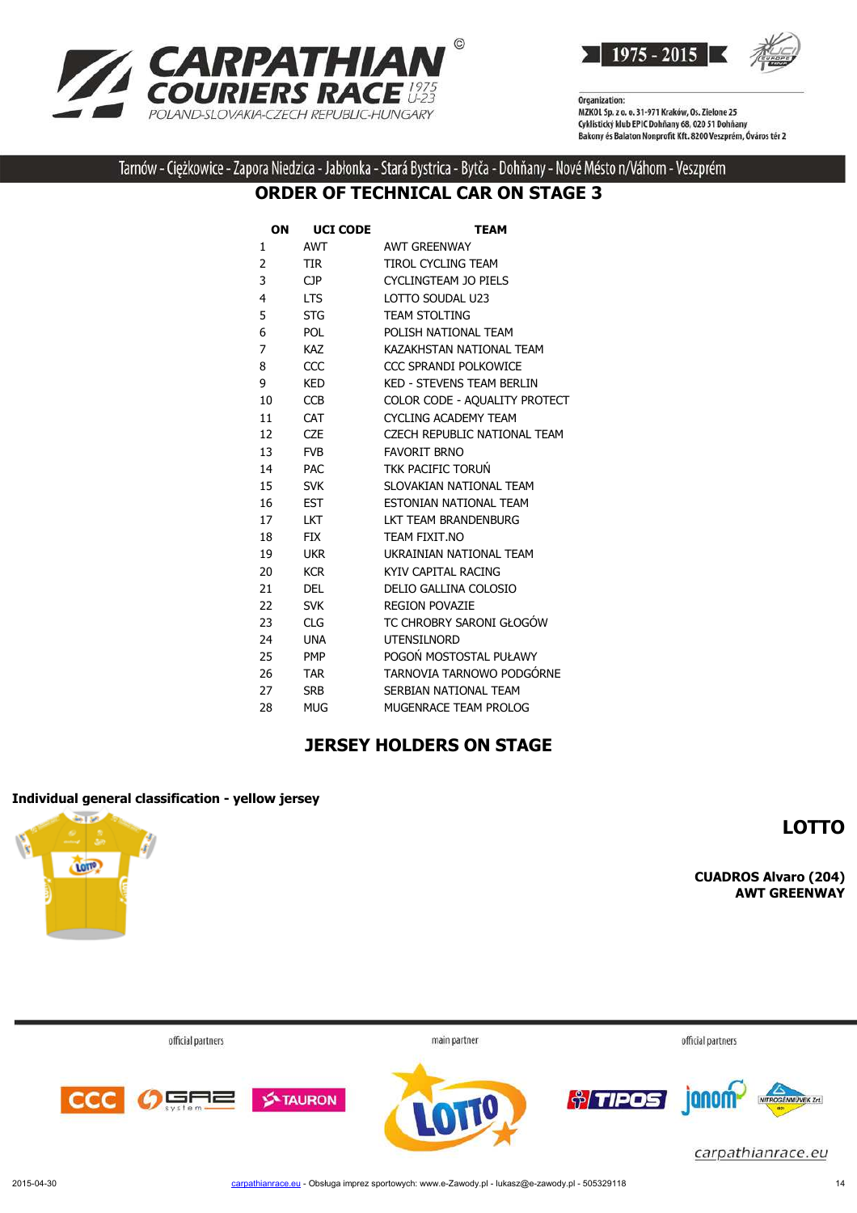# CARPATHIAN COURIERS RACE U-23

POLAND-SLOVAKIA-CZECH REPUBLIC-HUNGARY

1975 - 2015

Organization:
MZKOL Sp. z o. o. 31-971 Kraków, Os. Zielone 25
Cyklistický klub EPIC Dohňany 68, 020 51 Dohňany
Bakony és Balaton Nonprofit Kft. 8200 Veszprém, Óváros tér 2

Tarnów - Ciężkowice - Zapora Niedzica - Jabłonka - Stará Bystrica - Bytča - Dohňany - Nové Mésto n/Váhom - Veszprém

## ORDER OF TECHNICAL CAR ON STAGE 3

| ON | UCI CODE | TEAM |
|---|---|---|
| 1 | AWT | AWT GREENWAY |
| 2 | TIR | TIROL CYCLING TEAM |
| 3 | CJP | CYCLINGTEAM JO PIELS |
| 4 | LTS | LOTTO SOUDAL U23 |
| 5 | STG | TEAM STOLTING |
| 6 | POL | POLISH NATIONAL TEAM |
| 7 | KAZ | KAZAKHSTAN NATIONAL TEAM |
| 8 | CCC | CCC SPRANDI POLKOWICE |
| 9 | KED | KED - STEVENS TEAM BERLIN |
| 10 | CCB | COLOR CODE - AQUALITY PROTECT |
| 11 | CAT | CYCLING ACADEMY TEAM |
| 12 | CZE | CZECH REPUBLIC NATIONAL TEAM |
| 13 | FVB | FAVORIT BRNO |
| 14 | PAC | TKK PACIFIC TORUŃ |
| 15 | SVK | SLOVAKIAN NATIONAL TEAM |
| 16 | EST | ESTONIAN NATIONAL TEAM |
| 17 | LKT | LKT TEAM BRANDENBURG |
| 18 | FIX | TEAM FIXIT.NO |
| 19 | UKR | UKRAINIAN NATIONAL TEAM |
| 20 | KCR | KYIV CAPITAL RACING |
| 21 | DEL | DELIO GALLINA COLOSIO |
| 22 | SVK | REGION POVAZIE |
| 23 | CLG | TC CHROBRY SARONI GŁOGÓW |
| 24 | UNA | UTENSILNORD |
| 25 | PMP | POGOŃ MOSTOSTAL PUŁAWY |
| 26 | TAR | TARNOVIA TARNOWO PODGÓRNE |
| 27 | SRB | SERBIAN NATIONAL TEAM |
| 28 | MUG | MUGENRACE TEAM PROLOG |

## JERSEY HOLDERS ON STAGE

**Individual general classification - yellow jersey**

**LOTTO**

**CUADROS Alvaro (204)**
**AWT GREENWAY**

official partners — main partner — official partners

carpathianrace.eu

2015-04-30 carpathianrace.eu - Obsługa imprez sportowych: www.e-Zawody.pl - lukasz@e-zawody.pl - 505329118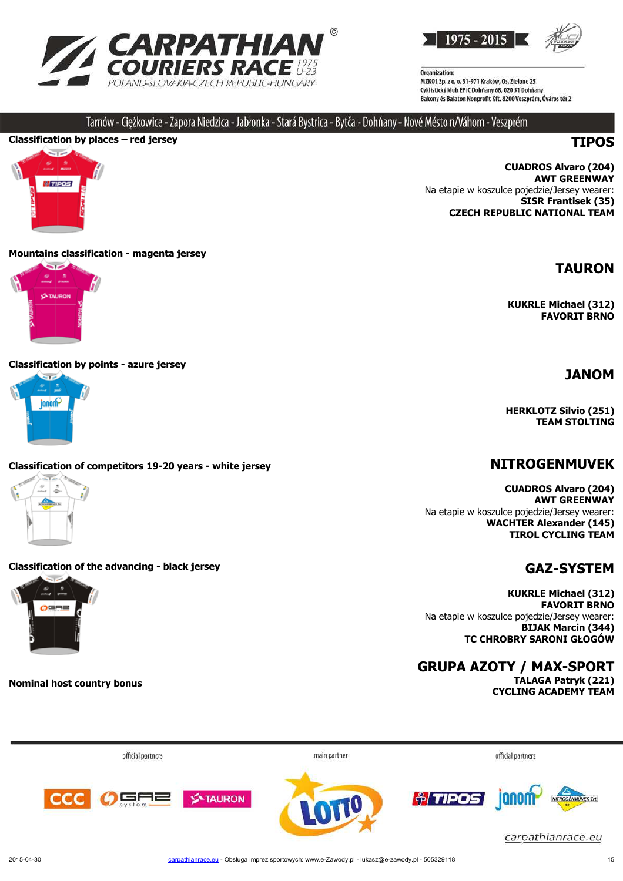# CARPATHIAN COURIERS RACE 1975 U-23

POLAND-SLOVAKIA-CZECH REPUBLIC-HUNGARY

1975 - 2015

Organization:
MZKOL Sp. z o. o. 31-971 Kraków, Os. Zielone 25
Cyklistický klub EPIC Dohňany 68, 020 51 Dohňany
Bakony és Balaton Nonprofit Kft. 8200 Veszprém, Óváros tér 2

Tarnów - Ciężkowice - Zapora Niedzica - Jabłonka - Stará Bystrica - Bytča - Dohňany - Nové Mésto n/Váhom - Veszprém

**Classification by places – red jersey**

## TIPOS

**CUADROS Alvaro (204)**
**AWT GREENWAY**
Na etapie w koszulce pojedzie/Jersey wearer:
**SISR Frantisek (35)**
**CZECH REPUBLIC NATIONAL TEAM**

**Mountains classification - magenta jersey**

## TAURON

**KUKRLE Michael (312)**
**FAVORIT BRNO**

**Classification by points - azure jersey**

## JANOM

**HERKLOTZ Silvio (251)**
**TEAM STOLTING**

**Classification of competitors 19-20 years - white jersey**

## NITROGENMUVEK

**CUADROS Alvaro (204)**
**AWT GREENWAY**
Na etapie w koszulce pojedzie/Jersey wearer:
**WACHTER Alexander (145)**
**TIROL CYCLING TEAM**

**Classification of the advancing - black jersey**

## GAZ-SYSTEM

**KUKRLE Michael (312)**
**FAVORIT BRNO**
Na etapie w koszulce pojedzie/Jersey wearer:
**BIJAK Marcin (344)**
**TC CHROBRY SARONI GŁOGÓW**

**Nominal host country bonus**

## GRUPA AZOTY / MAX-SPORT

**TALAGA Patryk (221)**
**CYCLING ACADEMY TEAM**

official partners — main partner — official partners

carpathianrace.eu

2015-04-30 — carpathianrace.eu - Obsługa imprez sportowych: www.e-Zawody.pl - lukasz@e-zawody.pl - 505329118